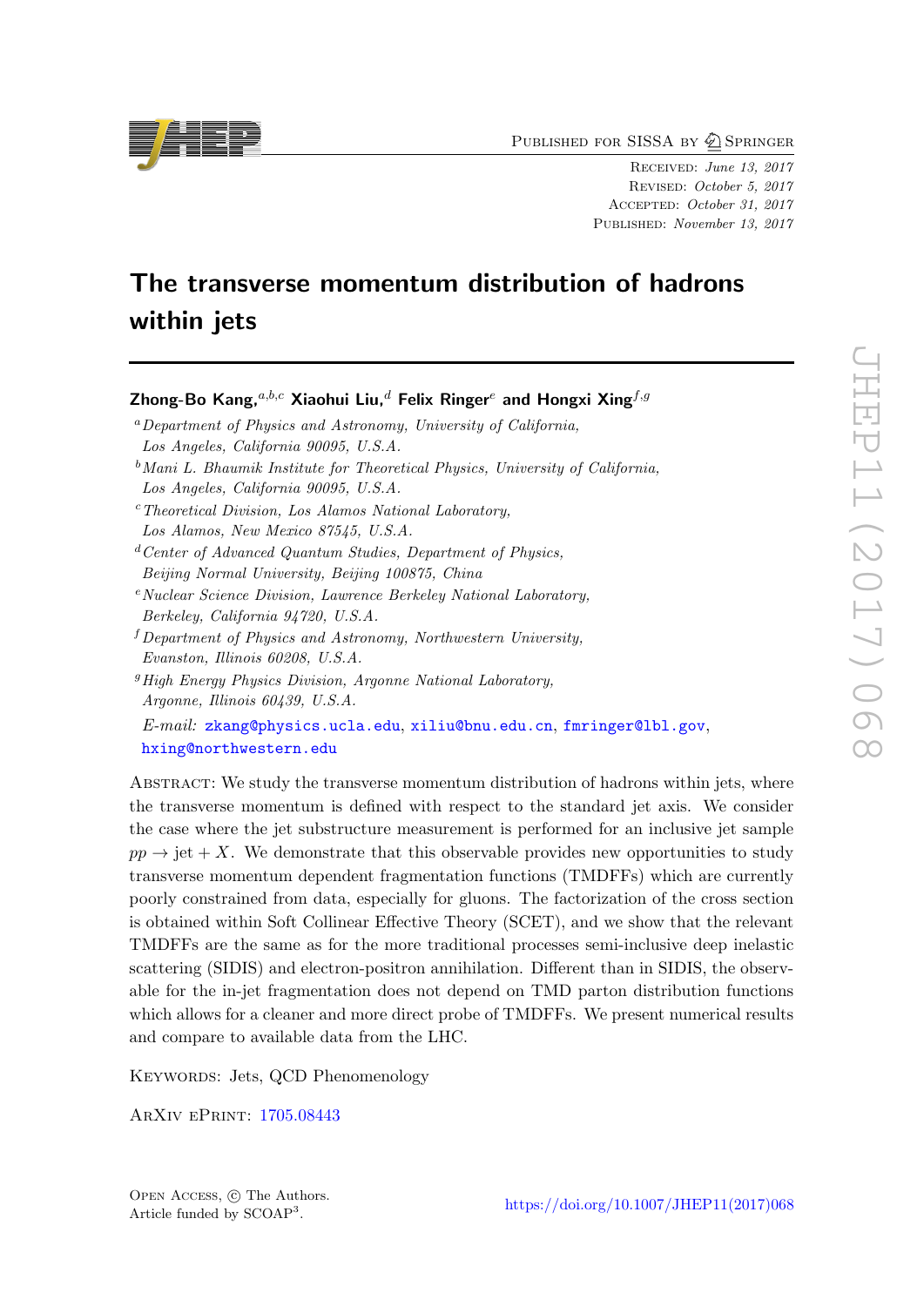Published for SISSA by Springer

Received: *June 13, 2017*
Revised: *October 5, 2017*
Accepted: *October 31, 2017*
Published: *November 13, 2017*

# The transverse momentum distribution of hadrons within jets

**Zhong-Bo Kang,**[a,b,c] **Xiaohui Liu,**[d] **Felix Ringer**[e] **and Hongxi Xing**[f,g]

[a]*Department of Physics and Astronomy, University of California, Los Angeles, California 90095, U.S.A.*

[b]*Mani L. Bhaumik Institute for Theoretical Physics, University of California, Los Angeles, California 90095, U.S.A.*

[c]*Theoretical Division, Los Alamos National Laboratory, Los Alamos, New Mexico 87545, U.S.A.*

[d]*Center of Advanced Quantum Studies, Department of Physics, Beijing Normal University, Beijing 100875, China*

[e]*Nuclear Science Division, Lawrence Berkeley National Laboratory, Berkeley, California 94720, U.S.A.*

[f]*Department of Physics and Astronomy, Northwestern University, Evanston, Illinois 60208, U.S.A.*

[g]*High Energy Physics Division, Argonne National Laboratory, Argonne, Illinois 60439, U.S.A.*

*E-mail:* zkang@physics.ucla.edu, xiliu@bnu.edu.cn, fmringer@lbl.gov, hxing@northwestern.edu

Abstract: We study the transverse momentum distribution of hadrons within jets, where the transverse momentum is defined with respect to the standard jet axis. We consider the case where the jet substructure measurement is performed for an inclusive jet sample $pp \to \text{jet} + X$. We demonstrate that this observable provides new opportunities to study transverse momentum dependent fragmentation functions (TMDFFs) which are currently poorly constrained from data, especially for gluons. The factorization of the cross section is obtained within Soft Collinear Effective Theory (SCET), and we show that the relevant TMDFFs are the same as for the more traditional processes semi-inclusive deep inelastic scattering (SIDIS) and electron-positron annihilation. Different than in SIDIS, the observable for the in-jet fragmentation does not depend on TMD parton distribution functions which allows for a cleaner and more direct probe of TMDFFs. We present numerical results and compare to available data from the LHC.

Keywords: Jets, QCD Phenomenology

ArXiv ePrint: 1705.08443

Open Access, © The Authors.
Article funded by SCOAP[3].

https://doi.org/10.1007/JHEP11(2017)068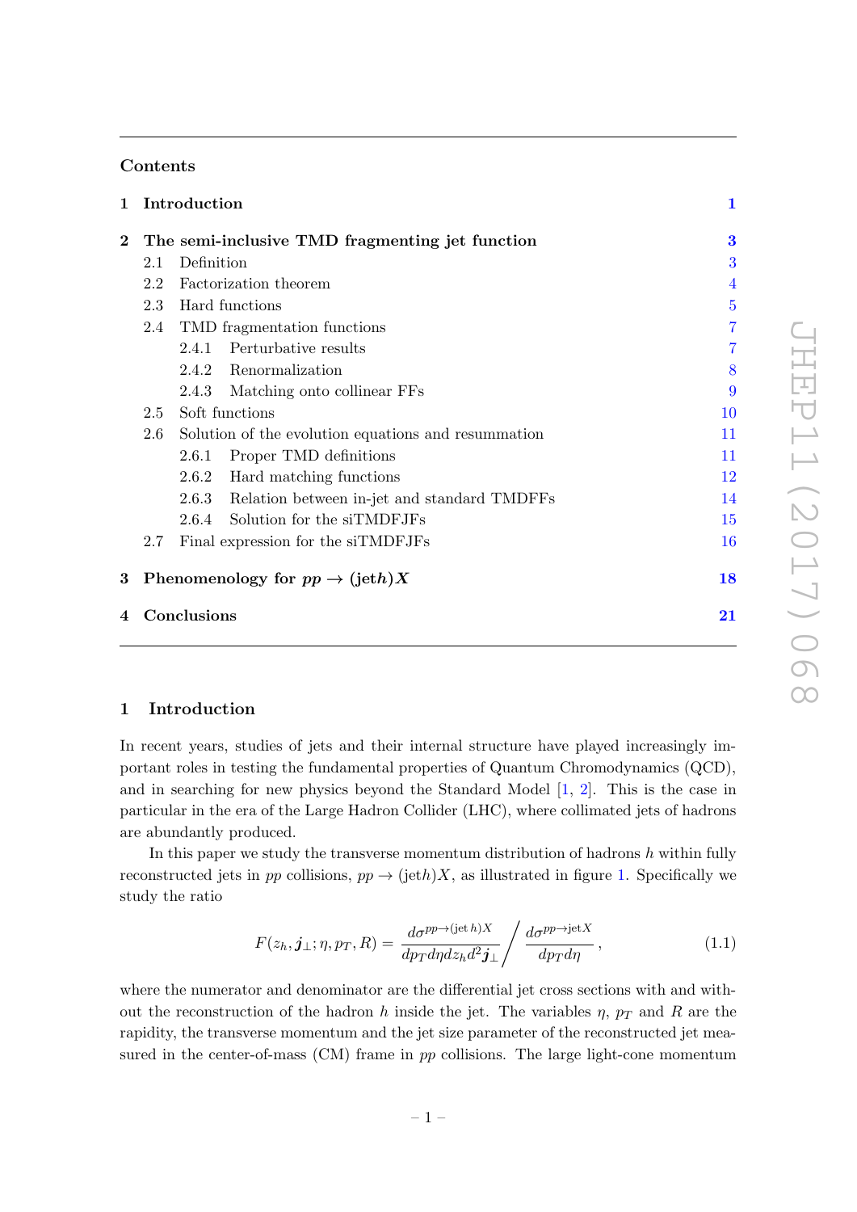## Contents

| | | |
|---|---|---|
| **1** | **Introduction** | **1** |
| **2** | **The semi-inclusive TMD fragmenting jet function** | **3** |
| 2.1 | Definition | 3 |
| 2.2 | Factorization theorem | 4 |
| 2.3 | Hard functions | 5 |
| 2.4 | TMD fragmentation functions | 7 |
| 2.4.1 | Perturbative results | 7 |
| 2.4.2 | Renormalization | 8 |
| 2.4.3 | Matching onto collinear FFs | 9 |
| 2.5 | Soft functions | 10 |
| 2.6 | Solution of the evolution equations and resummation | 11 |
| 2.6.1 | Proper TMD definitions | 11 |
| 2.6.2 | Hard matching functions | 12 |
| 2.6.3 | Relation between in-jet and standard TMDFFs | 14 |
| 2.6.4 | Solution for the siTMDFJFs | 15 |
| 2.7 | Final expression for the siTMDFJFs | 16 |
| **3** | **Phenomenology for $pp \to (\text{jet}h)X$** | **18** |
| **4** | **Conclusions** | **21** |

## 1 Introduction

In recent years, studies of jets and their internal structure have played increasingly important roles in testing the fundamental properties of Quantum Chromodynamics (QCD), and in searching for new physics beyond the Standard Model [1, 2]. This is the case in particular in the era of the Large Hadron Collider (LHC), where collimated jets of hadrons are abundantly produced.

In this paper we study the transverse momentum distribution of hadrons $h$ within fully reconstructed jets in $pp$ collisions, $pp \to (\text{jet}h)X$, as illustrated in figure 1. Specifically we study the ratio

$$F(z_h, \boldsymbol{j}_\perp; \eta, p_T, R) = \frac{d\sigma^{pp\to(\text{jet}\,h)X}}{dp_T d\eta dz_h d^2\boldsymbol{j}_\perp} \bigg/ \frac{d\sigma^{pp\to\text{jet}X}}{dp_T d\eta}\,, \tag{1.1}$$

where the numerator and denominator are the differential jet cross sections with and without the reconstruction of the hadron $h$ inside the jet. The variables $\eta$, $p_T$ and $R$ are the rapidity, the transverse momentum and the jet size parameter of the reconstructed jet measured in the center-of-mass (CM) frame in $pp$ collisions. The large light-cone momentum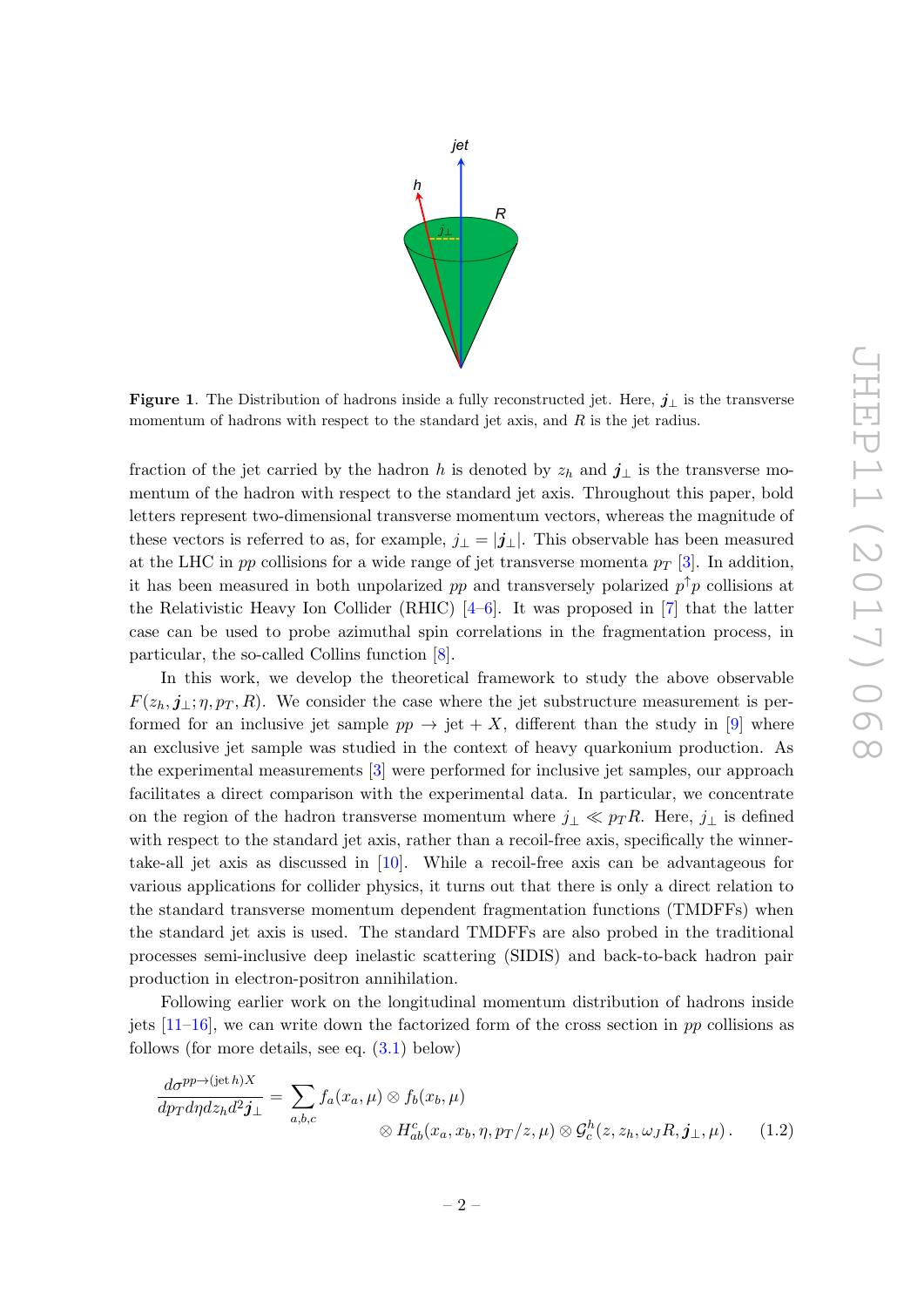**Figure 1**. The Distribution of hadrons inside a fully reconstructed jet. Here, $\boldsymbol{j}_\perp$ is the transverse momentum of hadrons with respect to the standard jet axis, and $R$ is the jet radius.

fraction of the jet carried by the hadron $h$ is denoted by $z_h$ and $\boldsymbol{j}_\perp$ is the transverse momentum of the hadron with respect to the standard jet axis. Throughout this paper, bold letters represent two-dimensional transverse momentum vectors, whereas the magnitude of these vectors is referred to as, for example, $j_\perp = |\boldsymbol{j}_\perp|$. This observable has been measured at the LHC in $pp$ collisions for a wide range of jet transverse momenta $p_T$ [3]. In addition, it has been measured in both unpolarized $pp$ and transversely polarized $p^\uparrow p$ collisions at the Relativistic Heavy Ion Collider (RHIC) [4–6]. It was proposed in [7] that the latter case can be used to probe azimuthal spin correlations in the fragmentation process, in particular, the so-called Collins function [8].

In this work, we develop the theoretical framework to study the above observable $F(z_h, \boldsymbol{j}_\perp; \eta, p_T, R)$. We consider the case where the jet substructure measurement is performed for an inclusive jet sample $pp \to \text{jet} + X$, different than the study in [9] where an exclusive jet sample was studied in the context of heavy quarkonium production. As the experimental measurements [3] were performed for inclusive jet samples, our approach facilitates a direct comparison with the experimental data. In particular, we concentrate on the region of the hadron transverse momentum where $j_\perp \ll p_T R$. Here, $j_\perp$ is defined with respect to the standard jet axis, rather than a recoil-free axis, specifically the winner-take-all jet axis as discussed in [10]. While a recoil-free axis can be advantageous for various applications for collider physics, it turns out that there is only a direct relation to the standard transverse momentum dependent fragmentation functions (TMDFFs) when the standard jet axis is used. The standard TMDFFs are also probed in the traditional processes semi-inclusive deep inelastic scattering (SIDIS) and back-to-back hadron pair production in electron-positron annihilation.

Following earlier work on the longitudinal momentum distribution of hadrons inside jets [11–16], we can write down the factorized form of the cross section in $pp$ collisions as follows (for more details, see eq. (3.1) below)

$$\frac{d\sigma^{pp\to(\text{jet}\,h)X}}{dp_T d\eta dz_h d^2\boldsymbol{j}_\perp} = \sum_{a,b,c} f_a(x_a,\mu) \otimes f_b(x_b,\mu) \otimes H_{ab}^c(x_a, x_b, \eta, p_T/z, \mu) \otimes \mathcal{G}_c^h(z, z_h, \omega_J R, \boldsymbol{j}_\perp, \mu)\,. \tag{1.2}$$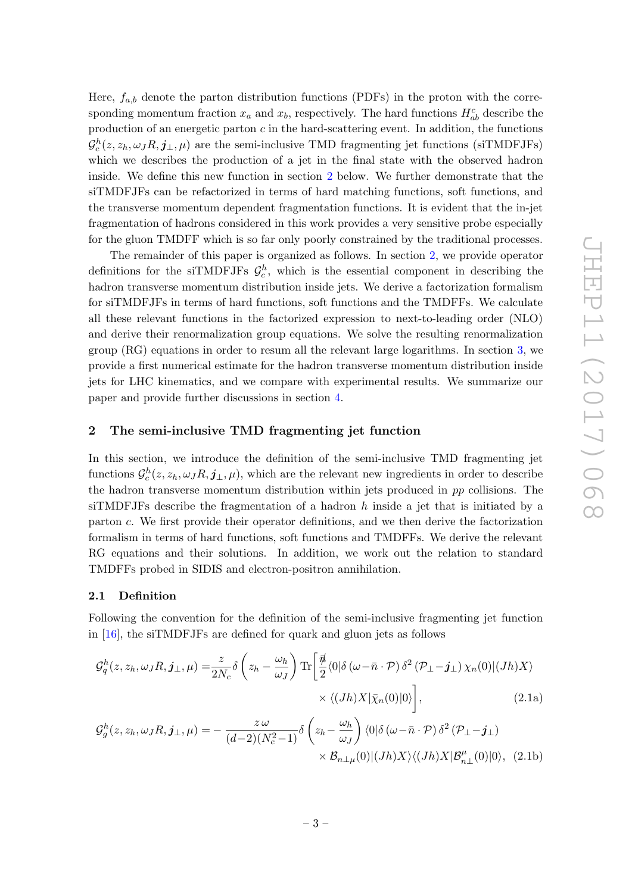Here, $f_{a,b}$ denote the parton distribution functions (PDFs) in the proton with the corresponding momentum fraction $x_a$ and $x_b$, respectively. The hard functions $H_{ab}^c$ describe the production of an energetic parton $c$ in the hard-scattering event. In addition, the functions $\mathcal{G}_c^h(z, z_h, \omega_J R, \boldsymbol{j}_\perp, \mu)$ are the semi-inclusive TMD fragmenting jet functions (siTMDFJFs) which we describes the production of a jet in the final state with the observed hadron inside. We define this new function in section 2 below. We further demonstrate that the siTMDFJFs can be refactorized in terms of hard matching functions, soft functions, and the transverse momentum dependent fragmentation functions. It is evident that the in-jet fragmentation of hadrons considered in this work provides a very sensitive probe especially for the gluon TMDFF which is so far only poorly constrained by the traditional processes.

The remainder of this paper is organized as follows. In section 2, we provide operator definitions for the siTMDFJFs $\mathcal{G}_c^h$, which is the essential component in describing the hadron transverse momentum distribution inside jets. We derive a factorization formalism for siTMDFJFs in terms of hard functions, soft functions and the TMDFFs. We calculate all these relevant functions in the factorized expression to next-to-leading order (NLO) and derive their renormalization group equations. We solve the resulting renormalization group (RG) equations in order to resum all the relevant large logarithms. In section 3, we provide a first numerical estimate for the hadron transverse momentum distribution inside jets for LHC kinematics, and we compare with experimental results. We summarize our paper and provide further discussions in section 4.

## 2 The semi-inclusive TMD fragmenting jet function

In this section, we introduce the definition of the semi-inclusive TMD fragmenting jet functions $\mathcal{G}_c^h(z, z_h, \omega_J R, \boldsymbol{j}_\perp, \mu)$, which are the relevant new ingredients in order to describe the hadron transverse momentum distribution within jets produced in $pp$ collisions. The siTMDFJFs describe the fragmentation of a hadron $h$ inside a jet that is initiated by a parton $c$. We first provide their operator definitions, and we then derive the factorization formalism in terms of hard functions, soft functions and TMDFFs. We derive the relevant RG equations and their solutions. In addition, we work out the relation to standard TMDFFs probed in SIDIS and electron-positron annihilation.

### 2.1 Definition

Following the convention for the definition of the semi-inclusive fragmenting jet function in [16], the siTMDFJFs are defined for quark and gluon jets as follows

$$\mathcal{G}_q^h(z, z_h, \omega_J R, \boldsymbol{j}_\perp, \mu) = \frac{z}{2N_c}\delta\left(z_h - \frac{\omega_h}{\omega_J}\right)\mathrm{Tr}\left[\frac{\bar{\not{n}}}{2}\langle 0|\delta\left(\omega - \bar{n}\cdot\mathcal{P}\right)\delta^2\left(\mathcal{P}_\perp - \boldsymbol{j}_\perp\right)\chi_n(0)|(Jh)X\rangle \times \langle (Jh)X|\bar{\chi}_n(0)|0\rangle\right], \tag{2.1a}$$

$$\mathcal{G}_g^h(z, z_h, \omega_J R, \boldsymbol{j}_\perp, \mu) = -\frac{z\,\omega}{(d-2)(N_c^2-1)}\delta\left(z_h - \frac{\omega_h}{\omega_J}\right)\langle 0|\delta\left(\omega - \bar{n}\cdot\mathcal{P}\right)\delta^2\left(\mathcal{P}_\perp - \boldsymbol{j}_\perp\right) \times \mathcal{B}_{n\perp\mu}(0)|(Jh)X\rangle\langle (Jh)X|\mathcal{B}_{n\perp}^\mu(0)|0\rangle, \tag{2.1b}$$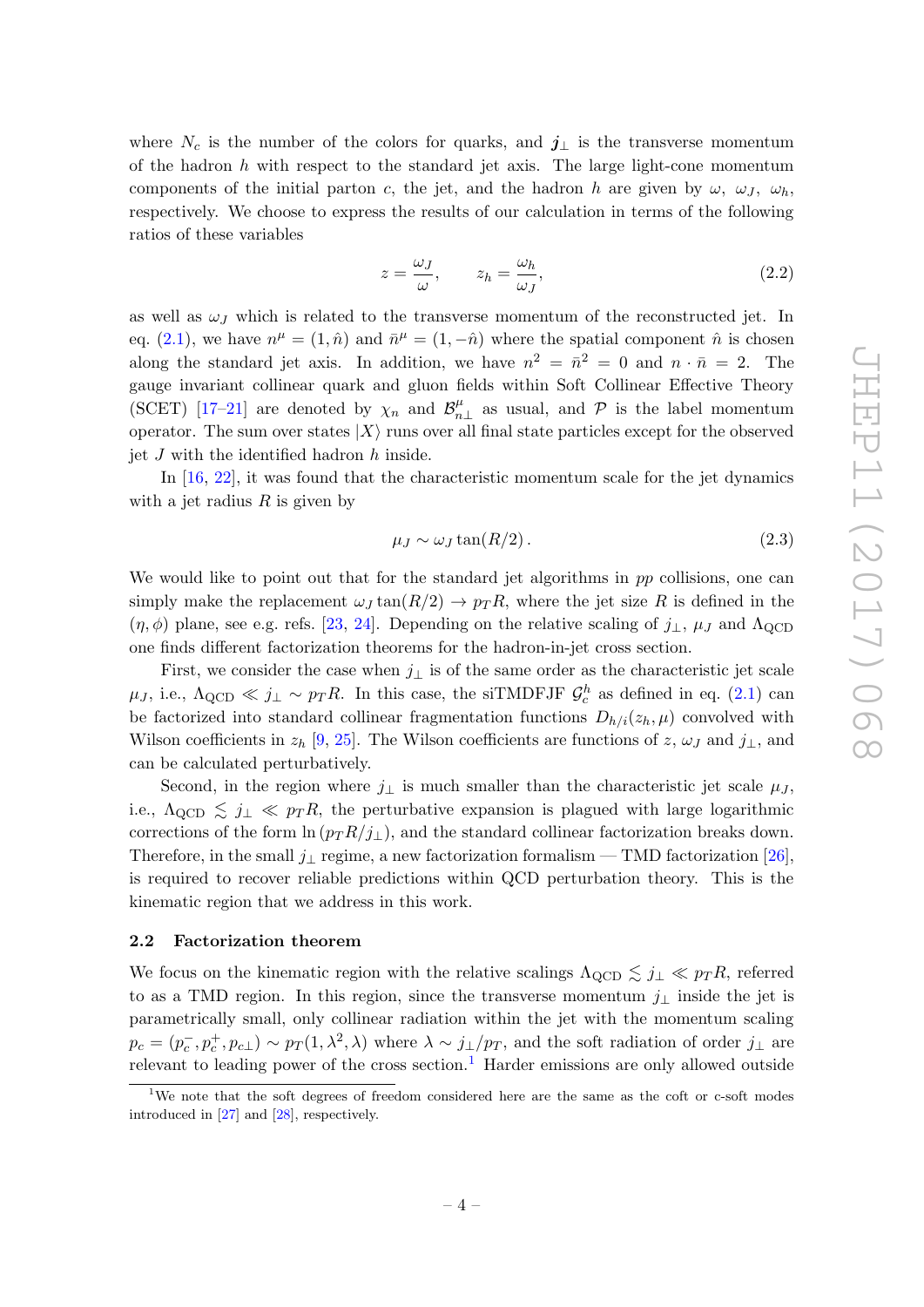where $N_c$ is the number of the colors for quarks, and $\boldsymbol{j}_\perp$ is the transverse momentum of the hadron $h$ with respect to the standard jet axis. The large light-cone momentum components of the initial parton $c$, the jet, and the hadron $h$ are given by $\omega$, $\omega_J$, $\omega_h$, respectively. We choose to express the results of our calculation in terms of the following ratios of these variables

$$z = \frac{\omega_J}{\omega}, \qquad z_h = \frac{\omega_h}{\omega_J}, \tag{2.2}$$

as well as $\omega_J$ which is related to the transverse momentum of the reconstructed jet. In eq. (2.1), we have $n^\mu = (1, \hat{n})$ and $\bar{n}^\mu = (1, -\hat{n})$ where the spatial component $\hat{n}$ is chosen along the standard jet axis. In addition, we have $n^2 = \bar{n}^2 = 0$ and $n \cdot \bar{n} = 2$. The gauge invariant collinear quark and gluon fields within Soft Collinear Effective Theory (SCET) [17–21] are denoted by $\chi_n$ and $\mathcal{B}^\mu_{n\perp}$ as usual, and $\mathcal{P}$ is the label momentum operator. The sum over states $|X\rangle$ runs over all final state particles except for the observed jet $J$ with the identified hadron $h$ inside.

In [16, 22], it was found that the characteristic momentum scale for the jet dynamics with a jet radius $R$ is given by

$$\mu_J \sim \omega_J \tan(R/2)\,. \tag{2.3}$$

We would like to point out that for the standard jet algorithms in $pp$ collisions, one can simply make the replacement $\omega_J \tan(R/2) \to p_T R$, where the jet size $R$ is defined in the $(\eta, \phi)$ plane, see e.g. refs. [23, 24]. Depending on the relative scaling of $j_\perp$, $\mu_J$ and $\Lambda_{\rm QCD}$ one finds different factorization theorems for the hadron-in-jet cross section.

First, we consider the case when $j_\perp$ is of the same order as the characteristic jet scale $\mu_J$, i.e., $\Lambda_{\rm QCD} \ll j_\perp \sim p_T R$. In this case, the siTMDFJF $\mathcal{G}_c^h$ as defined in eq. (2.1) can be factorized into standard collinear fragmentation functions $D_{h/i}(z_h, \mu)$ convolved with Wilson coefficients in $z_h$ [9, 25]. The Wilson coefficients are functions of $z$, $\omega_J$ and $j_\perp$, and can be calculated perturbatively.

Second, in the region where $j_\perp$ is much smaller than the characteristic jet scale $\mu_J$, i.e., $\Lambda_{\rm QCD} \lesssim j_\perp \ll p_T R$, the perturbative expansion is plagued with large logarithmic corrections of the form $\ln(p_T R/j_\perp)$, and the standard collinear factorization breaks down. Therefore, in the small $j_\perp$ regime, a new factorization formalism — TMD factorization [26], is required to recover reliable predictions within QCD perturbation theory. This is the kinematic region that we address in this work.

### 2.2 Factorization theorem

We focus on the kinematic region with the relative scalings $\Lambda_{\rm QCD} \lesssim j_\perp \ll p_T R$, referred to as a TMD region. In this region, since the transverse momentum $j_\perp$ inside the jet is parametrically small, only collinear radiation within the jet with the momentum scaling $p_c = (p_c^-, p_c^+, p_{c\perp}) \sim p_T(1, \lambda^2, \lambda)$ where $\lambda \sim j_\perp/p_T$, and the soft radiation of order $j_\perp$ are relevant to leading power of the cross section.[1] Harder emissions are only allowed outside

[1] We note that the soft degrees of freedom considered here are the same as the coft or c-soft modes introduced in [27] and [28], respectively.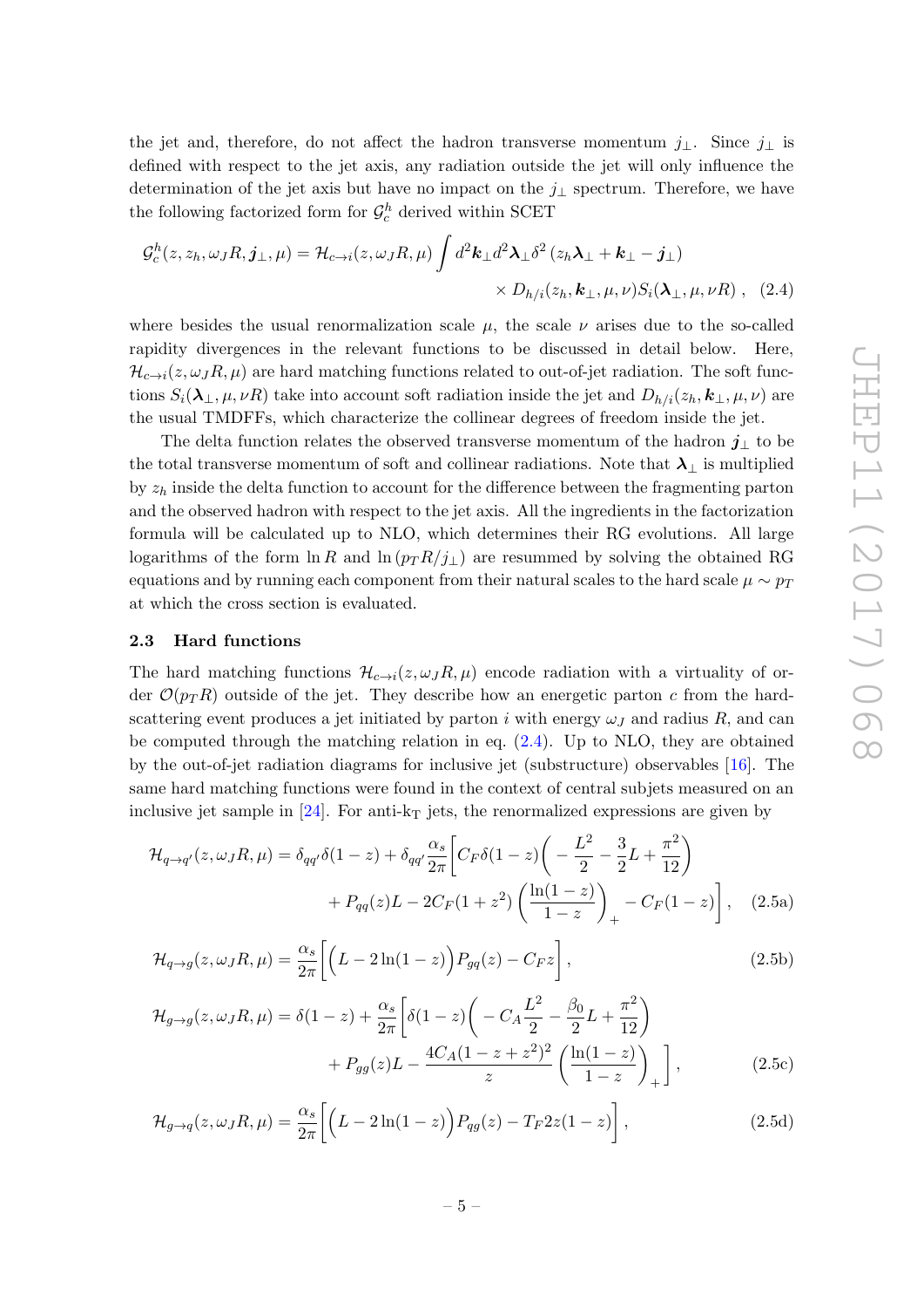the jet and, therefore, do not affect the hadron transverse momentum $j_\perp$. Since $j_\perp$ is defined with respect to the jet axis, any radiation outside the jet will only influence the determination of the jet axis but have no impact on the $j_\perp$ spectrum. Therefore, we have the following factorized form for $\mathcal{G}_c^h$ derived within SCET

$$\mathcal{G}_c^h(z, z_h, \omega_J R, \boldsymbol{j}_\perp, \mu) = \mathcal{H}_{c\to i}(z, \omega_J R, \mu) \int d^2\boldsymbol{k}_\perp d^2\boldsymbol{\lambda}_\perp \delta^2\left(z_h \boldsymbol{\lambda}_\perp + \boldsymbol{k}_\perp - \boldsymbol{j}_\perp\right) \times D_{h/i}(z_h, \boldsymbol{k}_\perp, \mu, \nu) S_i(\boldsymbol{\lambda}_\perp, \mu, \nu R) \,, \quad (2.4)$$

where besides the usual renormalization scale $\mu$, the scale $\nu$ arises due to the so-called rapidity divergences in the relevant functions to be discussed in detail below. Here, $\mathcal{H}_{c\to i}(z, \omega_J R, \mu)$ are hard matching functions related to out-of-jet radiation. The soft functions $S_i(\boldsymbol{\lambda}_\perp, \mu, \nu R)$ take into account soft radiation inside the jet and $D_{h/i}(z_h, \boldsymbol{k}_\perp, \mu, \nu)$ are the usual TMDFFs, which characterize the collinear degrees of freedom inside the jet.

The delta function relates the observed transverse momentum of the hadron $\boldsymbol{j}_\perp$ to be the total transverse momentum of soft and collinear radiations. Note that $\boldsymbol{\lambda}_\perp$ is multiplied by $z_h$ inside the delta function to account for the difference between the fragmenting parton and the observed hadron with respect to the jet axis. All the ingredients in the factorization formula will be calculated up to NLO, which determines their RG evolutions. All large logarithms of the form $\ln R$ and $\ln(p_T R/j_\perp)$ are resummed by solving the obtained RG equations and by running each component from their natural scales to the hard scale $\mu \sim p_T$ at which the cross section is evaluated.

### 2.3 Hard functions

The hard matching functions $\mathcal{H}_{c\to i}(z, \omega_J R, \mu)$ encode radiation with a virtuality of order $\mathcal{O}(p_T R)$ outside of the jet. They describe how an energetic parton $c$ from the hard-scattering event produces a jet initiated by parton $i$ with energy $\omega_J$ and radius $R$, and can be computed through the matching relation in eq. (2.4). Up to NLO, they are obtained by the out-of-jet radiation diagrams for inclusive jet (substructure) observables [16]. The same hard matching functions were found in the context of central subjets measured on an inclusive jet sample in [24]. For anti-k$_\text{T}$ jets, the renormalized expressions are given by

$$\mathcal{H}_{q\to q'}(z, \omega_J R, \mu) = \delta_{qq'}\delta(1-z) + \delta_{qq'}\frac{\alpha_s}{2\pi}\left[C_F \delta(1-z)\left(-\frac{L^2}{2} - \frac{3}{2}L + \frac{\pi^2}{12}\right) + P_{qq}(z)L - 2C_F(1+z^2)\left(\frac{\ln(1-z)}{1-z}\right)_+ - C_F(1-z)\right], \quad (2.5a)$$

$$\mathcal{H}_{q\to g}(z, \omega_J R, \mu) = \frac{\alpha_s}{2\pi}\left[\Big(L - 2\ln(1-z)\Big)P_{gq}(z) - C_F z\right], \quad (2.5b)$$

$$\mathcal{H}_{g\to g}(z, \omega_J R, \mu) = \delta(1-z) + \frac{\alpha_s}{2\pi}\left[\delta(1-z)\left(-C_A\frac{L^2}{2} - \frac{\beta_0}{2}L + \frac{\pi^2}{12}\right) + P_{gg}(z)L - \frac{4C_A(1-z+z^2)^2}{z}\left(\frac{\ln(1-z)}{1-z}\right)_+\right], \quad (2.5c)$$

$$\mathcal{H}_{g\to q}(z, \omega_J R, \mu) = \frac{\alpha_s}{2\pi}\left[\Big(L - 2\ln(1-z)\Big)P_{qg}(z) - T_F 2z(1-z)\right], \quad (2.5d)$$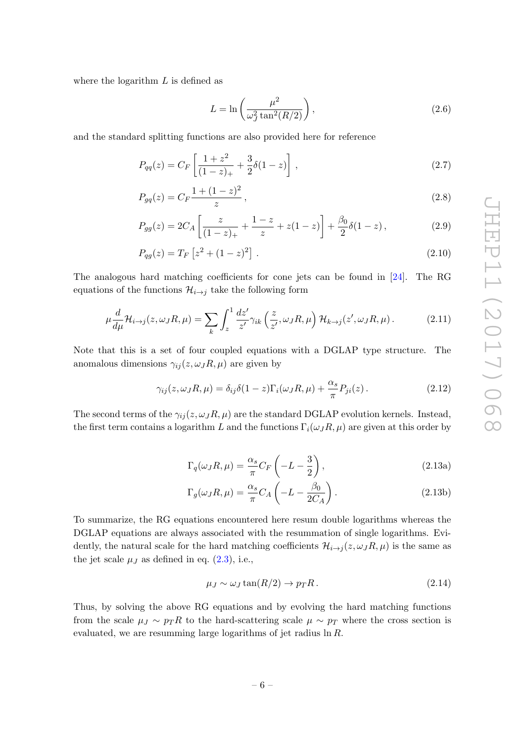where the logarithm $L$ is defined as

$$L = \ln\left(\frac{\mu^2}{\omega_J^2 \tan^2(R/2)}\right), \tag{2.6}$$

and the standard splitting functions are also provided here for reference

$$P_{qq}(z) = C_F\left[\frac{1+z^2}{(1-z)_+} + \frac{3}{2}\delta(1-z)\right], \tag{2.7}$$

$$P_{gq}(z) = C_F\frac{1+(1-z)^2}{z}, \tag{2.8}$$

$$P_{gg}(z) = 2C_A\left[\frac{z}{(1-z)_+} + \frac{1-z}{z} + z(1-z)\right] + \frac{\beta_0}{2}\delta(1-z), \tag{2.9}$$

$$P_{qg}(z) = T_F\left[z^2 + (1-z)^2\right]. \tag{2.10}$$

The analogous hard matching coefficients for cone jets can be found in [24]. The RG equations of the functions $\mathcal{H}_{i\to j}$ take the following form

$$\mu\frac{d}{d\mu}\mathcal{H}_{i\to j}(z,\omega_J R,\mu) = \sum_k \int_z^1 \frac{dz'}{z'}\gamma_{ik}\left(\frac{z}{z'},\omega_J R,\mu\right)\mathcal{H}_{k\to j}(z',\omega_J R,\mu). \tag{2.11}$$

Note that this is a set of four coupled equations with a DGLAP type structure. The anomalous dimensions $\gamma_{ij}(z,\omega_J R,\mu)$ are given by

$$\gamma_{ij}(z,\omega_J R,\mu) = \delta_{ij}\delta(1-z)\Gamma_i(\omega_J R,\mu) + \frac{\alpha_s}{\pi}P_{ji}(z). \tag{2.12}$$

The second terms of the $\gamma_{ij}(z,\omega_J R,\mu)$ are the standard DGLAP evolution kernels. Instead, the first term contains a logarithm $L$ and the functions $\Gamma_i(\omega_J R,\mu)$ are given at this order by

$$\Gamma_q(\omega_J R,\mu) = \frac{\alpha_s}{\pi}C_F\left(-L - \frac{3}{2}\right), \tag{2.13a}$$

$$\Gamma_g(\omega_J R,\mu) = \frac{\alpha_s}{\pi}C_A\left(-L - \frac{\beta_0}{2C_A}\right). \tag{2.13b}$$

To summarize, the RG equations encountered here resum double logarithms whereas the DGLAP equations are always associated with the resummation of single logarithms. Evidently, the natural scale for the hard matching coefficients $\mathcal{H}_{i\to j}(z,\omega_J R,\mu)$ is the same as the jet scale $\mu_J$ as defined in eq. (2.3), i.e.,

$$\mu_J \sim \omega_J \tan(R/2) \to p_T R. \tag{2.14}$$

Thus, by solving the above RG equations and by evolving the hard matching functions from the scale $\mu_J \sim p_T R$ to the hard-scattering scale $\mu \sim p_T$ where the cross section is evaluated, we are resumming large logarithms of jet radius $\ln R$.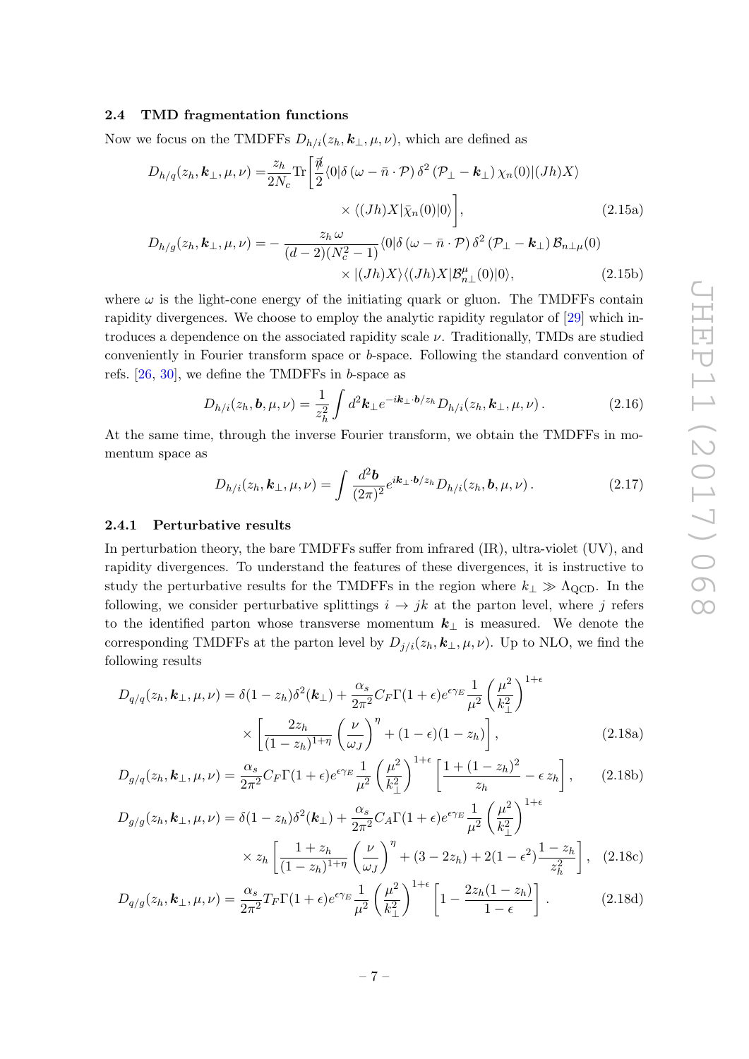### 2.4 TMD fragmentation functions

Now we focus on the TMDFFs $D_{h/i}(z_h, \boldsymbol{k}_\perp, \mu, \nu)$, which are defined as

$$
\begin{aligned}
D_{h/q}(z_h, \boldsymbol{k}_\perp, \mu, \nu) =& \frac{z_h}{2N_c} \mathrm{Tr}\Bigg[\frac{\not{\bar{n}}}{2} \langle 0|\delta\left(\omega - \bar{n}\cdot\mathcal{P}\right)\delta^2\left(\mathcal{P}_\perp - \boldsymbol{k}_\perp\right)\chi_n(0)|(Jh)X\rangle \\
&\times \langle (Jh)X|\bar{\chi}_n(0)|0\rangle\Bigg], \qquad (2.15a)\\
D_{h/g}(z_h, \boldsymbol{k}_\perp, \mu, \nu) =& -\frac{z_h\,\omega}{(d-2)(N_c^2-1)} \langle 0|\delta\left(\omega - \bar{n}\cdot\mathcal{P}\right)\delta^2\left(\mathcal{P}_\perp - \boldsymbol{k}_\perp\right)\mathcal{B}_{n\perp\mu}(0) \\
&\times |(Jh)X\rangle\langle (Jh)X|\mathcal{B}^\mu_{n\perp}(0)|0\rangle, \qquad (2.15b)
\end{aligned}
$$

where $\omega$ is the light-cone energy of the initiating quark or gluon. The TMDFFs contain rapidity divergences. We choose to employ the analytic rapidity regulator of [29] which introduces a dependence on the associated rapidity scale $\nu$. Traditionally, TMDs are studied conveniently in Fourier transform space or $b$-space. Following the standard convention of refs. [26, 30], we define the TMDFFs in $b$-space as

$$
D_{h/i}(z_h, \boldsymbol{b}, \mu, \nu) = \frac{1}{z_h^2}\int d^2\boldsymbol{k}_\perp e^{-i\boldsymbol{k}_\perp\cdot\boldsymbol{b}/z_h} D_{h/i}(z_h, \boldsymbol{k}_\perp, \mu, \nu)\,. \qquad (2.16)
$$

At the same time, through the inverse Fourier transform, we obtain the TMDFFs in momentum space as

$$
D_{h/i}(z_h, \boldsymbol{k}_\perp, \mu, \nu) = \int \frac{d^2\boldsymbol{b}}{(2\pi)^2} e^{i\boldsymbol{k}_\perp\cdot\boldsymbol{b}/z_h} D_{h/i}(z_h, \boldsymbol{b}, \mu, \nu)\,. \qquad (2.17)
$$

#### 2.4.1 Perturbative results

In perturbation theory, the bare TMDFFs suffer from infrared (IR), ultra-violet (UV), and rapidity divergences. To understand the features of these divergences, it is instructive to study the perturbative results for the TMDFFs in the region where $k_\perp \gg \Lambda_{\rm QCD}$. In the following, we consider perturbative splittings $i \to jk$ at the parton level, where $j$ refers to the identified parton whose transverse momentum $\boldsymbol{k}_\perp$ is measured. We denote the corresponding TMDFFs at the parton level by $D_{j/i}(z_h, \boldsymbol{k}_\perp, \mu, \nu)$. Up to NLO, we find the following results

$$
\begin{aligned}
D_{q/q}(z_h, \boldsymbol{k}_\perp, \mu, \nu) =& \delta(1-z_h)\delta^2(\boldsymbol{k}_\perp) + \frac{\alpha_s}{2\pi^2} C_F \Gamma(1+\epsilon) e^{\epsilon\gamma_E} \frac{1}{\mu^2}\left(\frac{\mu^2}{k_\perp^2}\right)^{1+\epsilon} \\
&\times \left[\frac{2z_h}{(1-z_h)^{1+\eta}}\left(\frac{\nu}{\omega_J}\right)^\eta + (1-\epsilon)(1-z_h)\right], \qquad (2.18a)\\
D_{g/q}(z_h, \boldsymbol{k}_\perp, \mu, \nu) =& \frac{\alpha_s}{2\pi^2} C_F \Gamma(1+\epsilon) e^{\epsilon\gamma_E} \frac{1}{\mu^2}\left(\frac{\mu^2}{k_\perp^2}\right)^{1+\epsilon} \left[\frac{1+(1-z_h)^2}{z_h} - \epsilon\, z_h\right], \qquad (2.18b)\\
D_{g/g}(z_h, \boldsymbol{k}_\perp, \mu, \nu) =& \delta(1-z_h)\delta^2(\boldsymbol{k}_\perp) + \frac{\alpha_s}{2\pi^2} C_A \Gamma(1+\epsilon) e^{\epsilon\gamma_E} \frac{1}{\mu^2}\left(\frac{\mu^2}{k_\perp^2}\right)^{1+\epsilon} \\
&\times z_h\left[\frac{1+z_h}{(1-z_h)^{1+\eta}}\left(\frac{\nu}{\omega_J}\right)^\eta + (3-2z_h) + 2(1-\epsilon^2)\frac{1-z_h}{z_h^2}\right], \qquad (2.18c)\\
D_{q/g}(z_h, \boldsymbol{k}_\perp, \mu, \nu) =& \frac{\alpha_s}{2\pi^2} T_F \Gamma(1+\epsilon) e^{\epsilon\gamma_E} \frac{1}{\mu^2}\left(\frac{\mu^2}{k_\perp^2}\right)^{1+\epsilon} \left[1 - \frac{2z_h(1-z_h)}{1-\epsilon}\right]. \qquad (2.18d)
\end{aligned}
$$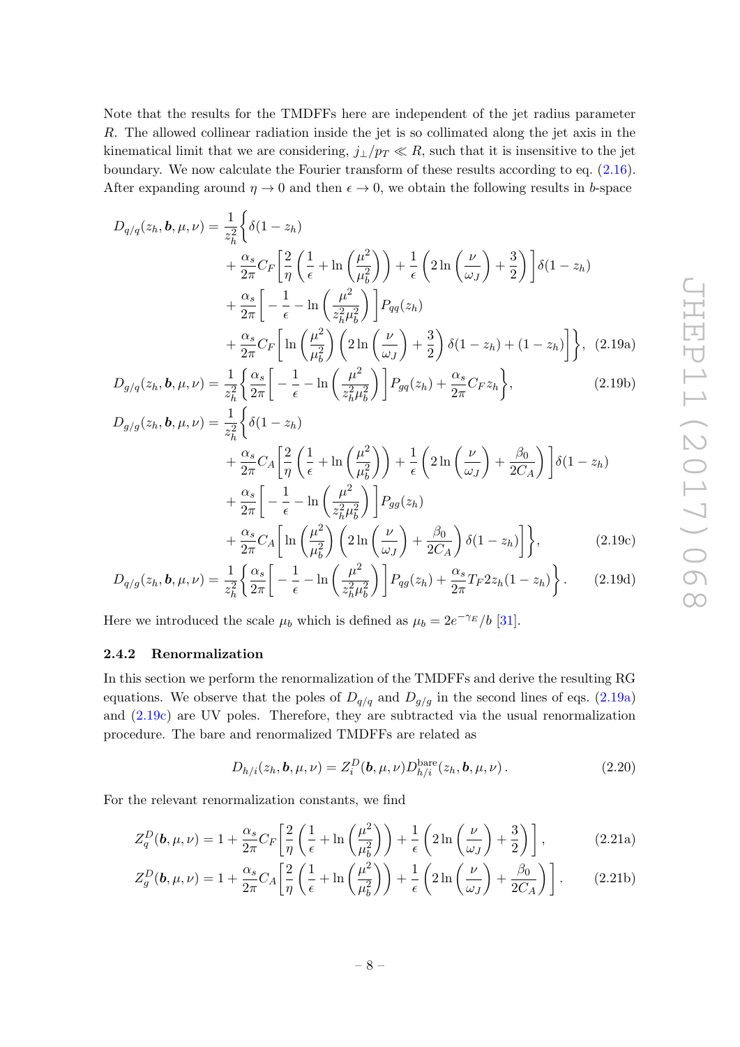Note that the results for the TMDFFs here are independent of the jet radius parameter $R$. The allowed collinear radiation inside the jet is so collimated along the jet axis in the kinematical limit that we are considering, $j_\perp/p_T \ll R$, such that it is insensitive to the jet boundary. We now calculate the Fourier transform of these results according to eq. (2.16). After expanding around $\eta \to 0$ and then $\epsilon \to 0$, we obtain the following results in $b$-space

$$
\begin{aligned}
D_{q/q}(z_h, \boldsymbol{b}, \mu, \nu) = \frac{1}{z_h^2}\Bigg\{ & \delta(1-z_h) \\
& + \frac{\alpha_s}{2\pi} C_F \left[ \frac{2}{\eta}\left(\frac{1}{\epsilon} + \ln\left(\frac{\mu^2}{\mu_b^2}\right)\right) + \frac{1}{\epsilon}\left(2\ln\left(\frac{\nu}{\omega_J}\right) + \frac{3}{2}\right)\right]\delta(1-z_h) \\
& + \frac{\alpha_s}{2\pi}\left[-\frac{1}{\epsilon} - \ln\left(\frac{\mu^2}{z_h^2\mu_b^2}\right)\right] P_{qq}(z_h) \\
& + \frac{\alpha_s}{2\pi} C_F \left[\ln\left(\frac{\mu^2}{\mu_b^2}\right)\left(2\ln\left(\frac{\nu}{\omega_J}\right) + \frac{3}{2}\right)\delta(1-z_h) + (1-z_h)\right]\Bigg\}, \quad (2.19\text{a})
\end{aligned}
$$

$$
D_{g/q}(z_h, \boldsymbol{b}, \mu, \nu) = \frac{1}{z_h^2}\left\{\frac{\alpha_s}{2\pi}\left[-\frac{1}{\epsilon} - \ln\left(\frac{\mu^2}{z_h^2\mu_b^2}\right)\right] P_{gq}(z_h) + \frac{\alpha_s}{2\pi} C_F z_h\right\}, \quad (2.19\text{b})
$$

$$
\begin{aligned}
D_{g/g}(z_h, \boldsymbol{b}, \mu, \nu) = \frac{1}{z_h^2}\Bigg\{ & \delta(1-z_h) \\
& + \frac{\alpha_s}{2\pi} C_A \left[ \frac{2}{\eta}\left(\frac{1}{\epsilon} + \ln\left(\frac{\mu^2}{\mu_b^2}\right)\right) + \frac{1}{\epsilon}\left(2\ln\left(\frac{\nu}{\omega_J}\right) + \frac{\beta_0}{2C_A}\right)\right]\delta(1-z_h) \\
& + \frac{\alpha_s}{2\pi}\left[-\frac{1}{\epsilon} - \ln\left(\frac{\mu^2}{z_h^2\mu_b^2}\right)\right] P_{gg}(z_h) \\
& + \frac{\alpha_s}{2\pi} C_A \left[\ln\left(\frac{\mu^2}{\mu_b^2}\right)\left(2\ln\left(\frac{\nu}{\omega_J}\right) + \frac{\beta_0}{2C_A}\right)\delta(1-z_h)\right]\Bigg\}, \quad (2.19\text{c})
\end{aligned}
$$

$$
D_{q/g}(z_h, \boldsymbol{b}, \mu, \nu) = \frac{1}{z_h^2}\left\{\frac{\alpha_s}{2\pi}\left[-\frac{1}{\epsilon} - \ln\left(\frac{\mu^2}{z_h^2\mu_b^2}\right)\right] P_{qg}(z_h) + \frac{\alpha_s}{2\pi} T_F 2z_h(1-z_h)\right\}. \quad (2.19\text{d})
$$

Here we introduced the scale $\mu_b$ which is defined as $\mu_b = 2e^{-\gamma_E}/b$ [31].

### 2.4.2 Renormalization

In this section we perform the renormalization of the TMDFFs and derive the resulting RG equations. We observe that the poles of $D_{q/q}$ and $D_{g/g}$ in the second lines of eqs. (2.19a) and (2.19c) are UV poles. Therefore, they are subtracted via the usual renormalization procedure. The bare and renormalized TMDFFs are related as

$$
D_{h/i}(z_h, \boldsymbol{b}, \mu, \nu) = Z_i^D(\boldsymbol{b}, \mu, \nu) D_{h/i}^{\text{bare}}(z_h, \boldsymbol{b}, \mu, \nu)\,. \quad (2.20)
$$

For the relevant renormalization constants, we find

$$
Z_q^D(\boldsymbol{b}, \mu, \nu) = 1 + \frac{\alpha_s}{2\pi} C_F \left[\frac{2}{\eta}\left(\frac{1}{\epsilon} + \ln\left(\frac{\mu^2}{\mu_b^2}\right)\right) + \frac{1}{\epsilon}\left(2\ln\left(\frac{\nu}{\omega_J}\right) + \frac{3}{2}\right)\right], \quad (2.21\text{a})
$$

$$
Z_g^D(\boldsymbol{b}, \mu, \nu) = 1 + \frac{\alpha_s}{2\pi} C_A \left[\frac{2}{\eta}\left(\frac{1}{\epsilon} + \ln\left(\frac{\mu^2}{\mu_b^2}\right)\right) + \frac{1}{\epsilon}\left(2\ln\left(\frac{\nu}{\omega_J}\right) + \frac{\beta_0}{2C_A}\right)\right]. \quad (2.21\text{b})
$$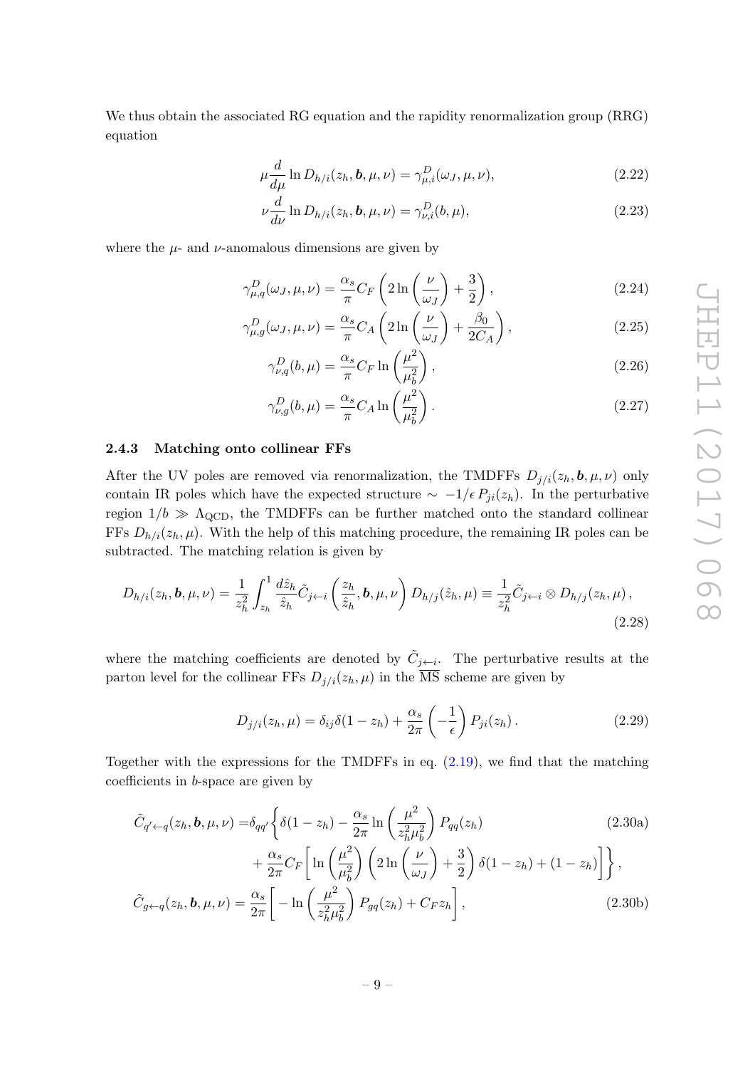We thus obtain the associated RG equation and the rapidity renormalization group (RRG) equation

$$\mu \frac{d}{d\mu} \ln D_{h/i}(z_h, \boldsymbol{b}, \mu, \nu) = \gamma^D_{\mu,i}(\omega_J, \mu, \nu), \tag{2.22}$$

$$\nu \frac{d}{d\nu} \ln D_{h/i}(z_h, \boldsymbol{b}, \mu, \nu) = \gamma^D_{\nu,i}(b, \mu), \tag{2.23}$$

where the $\mu$- and $\nu$-anomalous dimensions are given by

$$\gamma^D_{\mu,q}(\omega_J, \mu, \nu) = \frac{\alpha_s}{\pi} C_F \left( 2 \ln\left(\frac{\nu}{\omega_J}\right) + \frac{3}{2} \right), \tag{2.24}$$

$$\gamma^D_{\mu,g}(\omega_J, \mu, \nu) = \frac{\alpha_s}{\pi} C_A \left( 2 \ln\left(\frac{\nu}{\omega_J}\right) + \frac{\beta_0}{2C_A} \right), \tag{2.25}$$

$$\gamma^D_{\nu,q}(b, \mu) = \frac{\alpha_s}{\pi} C_F \ln\left(\frac{\mu^2}{\mu_b^2}\right), \tag{2.26}$$

$$\gamma^D_{\nu,g}(b, \mu) = \frac{\alpha_s}{\pi} C_A \ln\left(\frac{\mu^2}{\mu_b^2}\right). \tag{2.27}$$

### 2.4.3 Matching onto collinear FFs

After the UV poles are removed via renormalization, the TMDFFs $D_{j/i}(z_h, \boldsymbol{b}, \mu, \nu)$ only contain IR poles which have the expected structure $\sim -1/\epsilon \, P_{ji}(z_h)$. In the perturbative region $1/b \gg \Lambda_{\text{QCD}}$, the TMDFFs can be further matched onto the standard collinear FFs $D_{h/i}(z_h, \mu)$. With the help of this matching procedure, the remaining IR poles can be subtracted. The matching relation is given by

$$D_{h/i}(z_h, \boldsymbol{b}, \mu, \nu) = \frac{1}{z_h^2} \int_{z_h}^1 \frac{d\hat{z}_h}{\hat{z}_h} \tilde{C}_{j\leftarrow i}\left(\frac{z_h}{\hat{z}_h}, \boldsymbol{b}, \mu, \nu\right) D_{h/j}(\hat{z}_h, \mu) \equiv \frac{1}{z_h^2} \tilde{C}_{j\leftarrow i} \otimes D_{h/j}(z_h, \mu), \tag{2.28}$$

where the matching coefficients are denoted by $\tilde{C}_{j\leftarrow i}$. The perturbative results at the parton level for the collinear FFs $D_{j/i}(z_h, \mu)$ in the $\overline{\text{MS}}$ scheme are given by

$$D_{j/i}(z_h, \mu) = \delta_{ij} \delta(1 - z_h) + \frac{\alpha_s}{2\pi} \left(-\frac{1}{\epsilon}\right) P_{ji}(z_h). \tag{2.29}$$

Together with the expressions for the TMDFFs in eq. (2.19), we find that the matching coefficients in $b$-space are given by

$$\tilde{C}_{q'\leftarrow q}(z_h, \boldsymbol{b}, \mu, \nu) = \delta_{qq'} \Bigg\{ \delta(1 - z_h) - \frac{\alpha_s}{2\pi} \ln\left(\frac{\mu^2}{z_h^2 \mu_b^2}\right) P_{qq}(z_h) \tag{2.30a}$$

$$+ \frac{\alpha_s}{2\pi} C_F \left[ \ln\left(\frac{\mu^2}{\mu_b^2}\right) \left( 2 \ln\left(\frac{\nu}{\omega_J}\right) + \frac{3}{2} \right) \delta(1 - z_h) + (1 - z_h) \right] \Bigg\},$$

$$\tilde{C}_{g\leftarrow q}(z_h, \boldsymbol{b}, \mu, \nu) = \frac{\alpha_s}{2\pi} \left[ -\ln\left(\frac{\mu^2}{z_h^2 \mu_b^2}\right) P_{gq}(z_h) + C_F z_h \right], \tag{2.30b}$$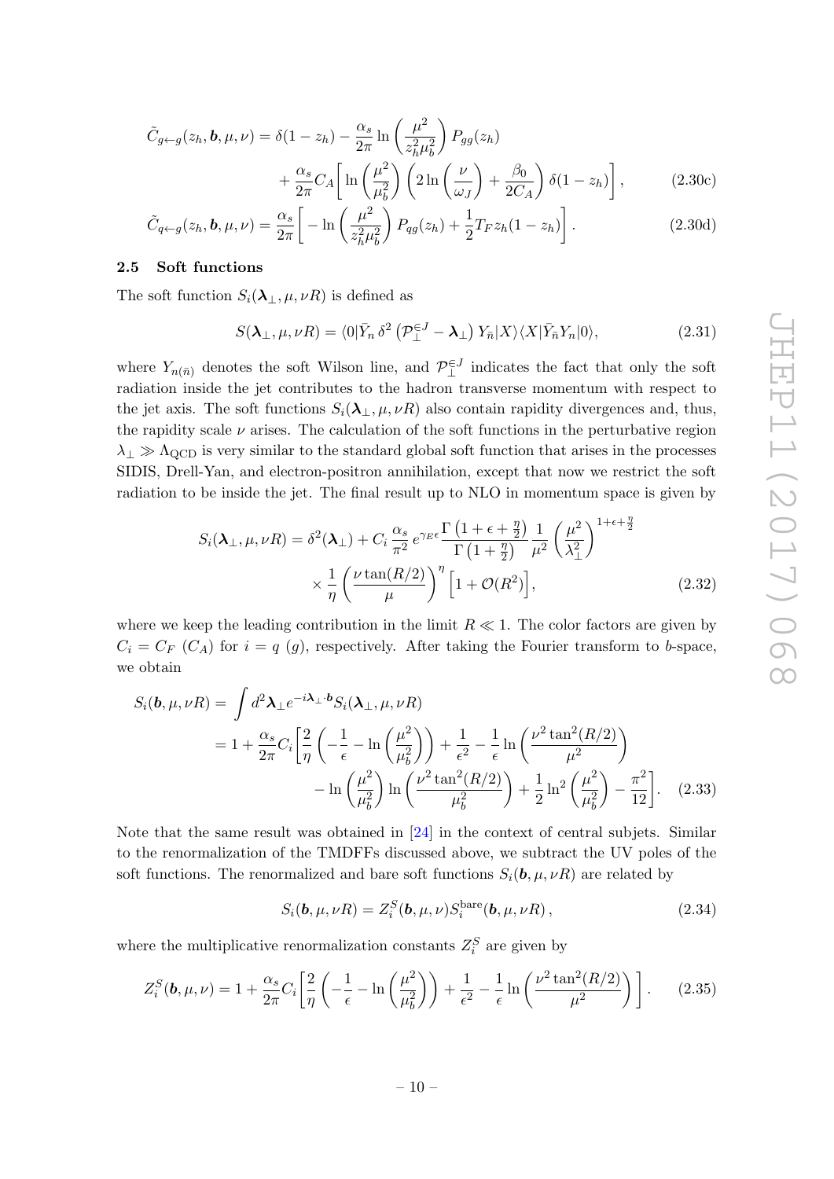$$\tilde{C}_{g\leftarrow g}(z_h, \boldsymbol{b}, \mu, \nu) = \delta(1-z_h) - \frac{\alpha_s}{2\pi} \ln\left(\frac{\mu^2}{z_h^2 \mu_b^2}\right) P_{gg}(z_h)$$
$$+ \frac{\alpha_s}{2\pi} C_A \left[ \ln\left(\frac{\mu^2}{\mu_b^2}\right) \left( 2\ln\left(\frac{\nu}{\omega_J}\right) + \frac{\beta_0}{2C_A} \right) \delta(1-z_h) \right], \tag{2.30c}$$

$$\tilde{C}_{q\leftarrow g}(z_h, \boldsymbol{b}, \mu, \nu) = \frac{\alpha_s}{2\pi} \left[ -\ln\left(\frac{\mu^2}{z_h^2 \mu_b^2}\right) P_{qg}(z_h) + \frac{1}{2} T_F z_h (1-z_h) \right]. \tag{2.30d}$$

### 2.5 Soft functions

The soft function $S_i(\boldsymbol{\lambda}_\perp, \mu, \nu R)$ is defined as

$$S(\boldsymbol{\lambda}_\perp, \mu, \nu R) = \langle 0 | \bar{Y}_n \, \delta^2 \left( \mathcal{P}_\perp^{\in J} - \boldsymbol{\lambda}_\perp \right) Y_{\bar{n}} | X \rangle \langle X | \bar{Y}_{\bar{n}} Y_n | 0 \rangle, \tag{2.31}$$

where $Y_{n(\bar{n})}$ denotes the soft Wilson line, and $\mathcal{P}_\perp^{\in J}$ indicates the fact that only the soft radiation inside the jet contributes to the hadron transverse momentum with respect to the jet axis. The soft functions $S_i(\boldsymbol{\lambda}_\perp, \mu, \nu R)$ also contain rapidity divergences and, thus, the rapidity scale $\nu$ arises. The calculation of the soft functions in the perturbative region $\lambda_\perp \gg \Lambda_{\mathrm{QCD}}$ is very similar to the standard global soft function that arises in the processes SIDIS, Drell-Yan, and electron-positron annihilation, except that now we restrict the soft radiation to be inside the jet. The final result up to NLO in momentum space is given by

$$S_i(\boldsymbol{\lambda}_\perp, \mu, \nu R) = \delta^2(\boldsymbol{\lambda}_\perp) + C_i \frac{\alpha_s}{\pi^2} e^{\gamma_E \epsilon} \frac{\Gamma\left(1+\epsilon+\frac{\eta}{2}\right)}{\Gamma\left(1+\frac{\eta}{2}\right)} \frac{1}{\mu^2} \left(\frac{\mu^2}{\lambda_\perp^2}\right)^{1+\epsilon+\frac{\eta}{2}}$$
$$\times \frac{1}{\eta} \left(\frac{\nu \tan(R/2)}{\mu}\right)^\eta \left[1 + \mathcal{O}(R^2)\right], \tag{2.32}$$

where we keep the leading contribution in the limit $R \ll 1$. The color factors are given by $C_i = C_F$ ($C_A$) for $i = q$ ($g$), respectively. After taking the Fourier transform to $b$-space, we obtain

$$S_i(\boldsymbol{b}, \mu, \nu R) = \int d^2\boldsymbol{\lambda}_\perp e^{-i\boldsymbol{\lambda}_\perp \cdot \boldsymbol{b}} S_i(\boldsymbol{\lambda}_\perp, \mu, \nu R)$$
$$= 1 + \frac{\alpha_s}{2\pi} C_i \left[ \frac{2}{\eta} \left( -\frac{1}{\epsilon} - \ln\left(\frac{\mu^2}{\mu_b^2}\right) \right) + \frac{1}{\epsilon^2} - \frac{1}{\epsilon} \ln\left(\frac{\nu^2 \tan^2(R/2)}{\mu^2}\right) \right.$$
$$\left. - \ln\left(\frac{\mu^2}{\mu_b^2}\right) \ln\left(\frac{\nu^2 \tan^2(R/2)}{\mu_b^2}\right) + \frac{1}{2} \ln^2\left(\frac{\mu^2}{\mu_b^2}\right) - \frac{\pi^2}{12} \right]. \tag{2.33}$$

Note that the same result was obtained in [24] in the context of central subjets. Similar to the renormalization of the TMDFFs discussed above, we subtract the UV poles of the soft functions. The renormalized and bare soft functions $S_i(\boldsymbol{b}, \mu, \nu R)$ are related by

$$S_i(\boldsymbol{b}, \mu, \nu R) = Z_i^S(\boldsymbol{b}, \mu, \nu) S_i^{\mathrm{bare}}(\boldsymbol{b}, \mu, \nu R), \tag{2.34}$$

where the multiplicative renormalization constants $Z_i^S$ are given by

$$Z_i^S(\boldsymbol{b}, \mu, \nu) = 1 + \frac{\alpha_s}{2\pi} C_i \left[ \frac{2}{\eta} \left( -\frac{1}{\epsilon} - \ln\left(\frac{\mu^2}{\mu_b^2}\right) \right) + \frac{1}{\epsilon^2} - \frac{1}{\epsilon} \ln\left(\frac{\nu^2 \tan^2(R/2)}{\mu^2}\right) \right]. \tag{2.35}$$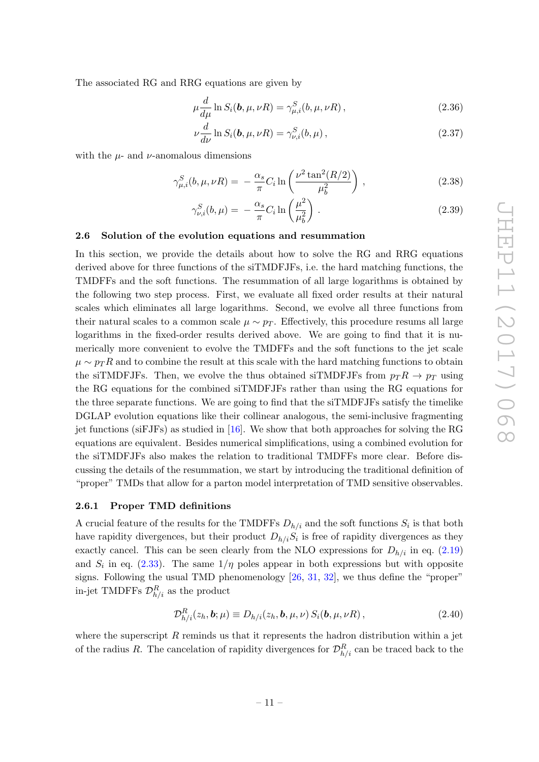The associated RG and RRG equations are given by

$$
\mu \frac{d}{d\mu} \ln S_i(\boldsymbol{b}, \mu, \nu R) = \gamma^S_{\mu,i}(b, \mu, \nu R) , \tag{2.36}
$$

$$
\nu \frac{d}{d\nu} \ln S_i(\boldsymbol{b}, \mu, \nu R) = \gamma^S_{\nu,i}(b, \mu) , \tag{2.37}
$$

with the $\mu$- and $\nu$-anomalous dimensions

$$
\gamma^S_{\mu,i}(b, \mu, \nu R) = -\frac{\alpha_s}{\pi} C_i \ln\left(\frac{\nu^2 \tan^2(R/2)}{\mu_b^2}\right) , \tag{2.38}
$$

$$
\gamma^S_{\nu,i}(b, \mu) = -\frac{\alpha_s}{\pi} C_i \ln\left(\frac{\mu^2}{\mu_b^2}\right) . \tag{2.39}
$$

### 2.6 Solution of the evolution equations and resummation

In this section, we provide the details about how to solve the RG and RRG equations derived above for three functions of the siTMDFJFs, i.e. the hard matching functions, the TMDFFs and the soft functions. The resummation of all large logarithms is obtained by the following two step process. First, we evaluate all fixed order results at their natural scales which eliminates all large logarithms. Second, we evolve all three functions from their natural scales to a common scale $\mu \sim p_T$. Effectively, this procedure resums all large logarithms in the fixed-order results derived above. We are going to find that it is numerically more convenient to evolve the TMDFFs and the soft functions to the jet scale $\mu \sim p_T R$ and to combine the result at this scale with the hard matching functions to obtain the siTMDFJFs. Then, we evolve the thus obtained siTMDFJFs from $p_T R \to p_T$ using the RG equations for the combined siTMDFJFs rather than using the RG equations for the three separate functions. We are going to find that the siTMDFJFs satisfy the timelike DGLAP evolution equations like their collinear analogous, the semi-inclusive fragmenting jet functions (siFJFs) as studied in [16]. We show that both approaches for solving the RG equations are equivalent. Besides numerical simplifications, using a combined evolution for the siTMDFJFs also makes the relation to traditional TMDFFs more clear. Before discussing the details of the resummation, we start by introducing the traditional definition of "proper" TMDs that allow for a parton model interpretation of TMD sensitive observables.

#### 2.6.1 Proper TMD definitions

A crucial feature of the results for the TMDFFs $D_{h/i}$ and the soft functions $S_i$ is that both have rapidity divergences, but their product $D_{h/i} S_i$ is free of rapidity divergences as they exactly cancel. This can be seen clearly from the NLO expressions for $D_{h/i}$ in eq. (2.19) and $S_i$ in eq. (2.33). The same $1/\eta$ poles appear in both expressions but with opposite signs. Following the usual TMD phenomenology [26, 31, 32], we thus define the "proper" in-jet TMDFFs $\mathcal{D}^R_{h/i}$ as the product

$$
\mathcal{D}^R_{h/i}(z_h, \boldsymbol{b}; \mu) \equiv D_{h/i}(z_h, \boldsymbol{b}, \mu, \nu)\, S_i(\boldsymbol{b}, \mu, \nu R) , \tag{2.40}
$$

where the superscript $R$ reminds us that it represents the hadron distribution within a jet of the radius $R$. The cancelation of rapidity divergences for $\mathcal{D}^R_{h/i}$ can be traced back to the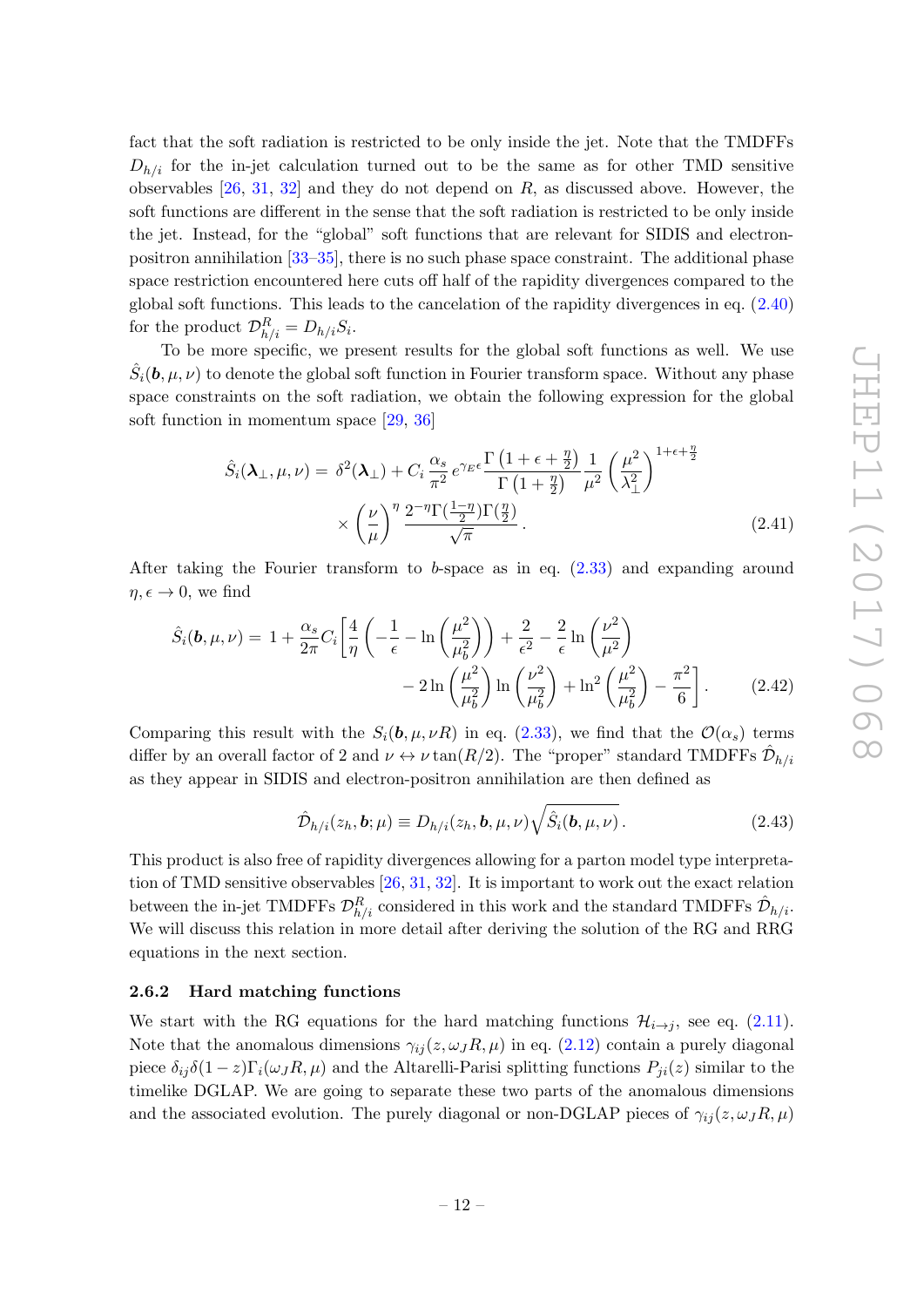fact that the soft radiation is restricted to be only inside the jet. Note that the TMDFFs $D_{h/i}$ for the in-jet calculation turned out to be the same as for other TMD sensitive observables [26, 31, 32] and they do not depend on $R$, as discussed above. However, the soft functions are different in the sense that the soft radiation is restricted to be only inside the jet. Instead, for the "global" soft functions that are relevant for SIDIS and electron-positron annihilation [33–35], there is no such phase space constraint. The additional phase space restriction encountered here cuts off half of the rapidity divergences compared to the global soft functions. This leads to the cancelation of the rapidity divergences in eq. (2.40) for the product $\mathcal{D}^R_{h/i} = D_{h/i} S_i$.

To be more specific, we present results for the global soft functions as well. We use $\hat{S}_i(\boldsymbol{b}, \mu, \nu)$ to denote the global soft function in Fourier transform space. Without any phase space constraints on the soft radiation, we obtain the following expression for the global soft function in momentum space [29, 36]

$$
\hat{S}_i(\boldsymbol{\lambda}_\perp, \mu, \nu) = \delta^2(\boldsymbol{\lambda}_\perp) + C_i \frac{\alpha_s}{\pi^2} e^{\gamma_E \epsilon} \frac{\Gamma\left(1+\epsilon+\frac{\eta}{2}\right)}{\Gamma\left(1+\frac{\eta}{2}\right)} \frac{1}{\mu^2} \left(\frac{\mu^2}{\lambda_\perp^2}\right)^{1+\epsilon+\frac{\eta}{2}} \times \left(\frac{\nu}{\mu}\right)^{\eta} \frac{2^{-\eta}\Gamma(\frac{1-\eta}{2})\Gamma(\frac{\eta}{2})}{\sqrt{\pi}} . \tag{2.41}
$$

After taking the Fourier transform to $b$-space as in eq. (2.33) and expanding around $\eta, \epsilon \to 0$, we find

$$
\hat{S}_i(\boldsymbol{b}, \mu, \nu) = 1 + \frac{\alpha_s}{2\pi} C_i \left[ \frac{4}{\eta}\left(-\frac{1}{\epsilon} - \ln\left(\frac{\mu^2}{\mu_b^2}\right)\right) + \frac{2}{\epsilon^2} - \frac{2}{\epsilon}\ln\left(\frac{\nu^2}{\mu^2}\right) - 2\ln\left(\frac{\mu^2}{\mu_b^2}\right)\ln\left(\frac{\nu^2}{\mu_b^2}\right) + \ln^2\left(\frac{\mu^2}{\mu_b^2}\right) - \frac{\pi^2}{6} \right] . \tag{2.42}
$$

Comparing this result with the $S_i(\boldsymbol{b}, \mu, \nu R)$ in eq. (2.33), we find that the $\mathcal{O}(\alpha_s)$ terms differ by an overall factor of 2 and $\nu \leftrightarrow \nu \tan(R/2)$. The "proper" standard TMDFFs $\hat{\mathcal{D}}_{h/i}$ as they appear in SIDIS and electron-positron annihilation are then defined as

$$
\hat{\mathcal{D}}_{h/i}(z_h, \boldsymbol{b}; \mu) \equiv D_{h/i}(z_h, \boldsymbol{b}, \mu, \nu) \sqrt{\hat{S}_i(\boldsymbol{b}, \mu, \nu)} . \tag{2.43}
$$

This product is also free of rapidity divergences allowing for a parton model type interpretation of TMD sensitive observables [26, 31, 32]. It is important to work out the exact relation between the in-jet TMDFFs $\mathcal{D}^R_{h/i}$ considered in this work and the standard TMDFFs $\hat{\mathcal{D}}_{h/i}$. We will discuss this relation in more detail after deriving the solution of the RG and RRG equations in the next section.

### 2.6.2 Hard matching functions

We start with the RG equations for the hard matching functions $\mathcal{H}_{i\to j}$, see eq. (2.11). Note that the anomalous dimensions $\gamma_{ij}(z, \omega_J R, \mu)$ in eq. (2.12) contain a purely diagonal piece $\delta_{ij}\delta(1-z)\Gamma_i(\omega_J R, \mu)$ and the Altarelli-Parisi splitting functions $P_{ji}(z)$ similar to the timelike DGLAP. We are going to separate these two parts of the anomalous dimensions and the associated evolution. The purely diagonal or non-DGLAP pieces of $\gamma_{ij}(z, \omega_J R, \mu)$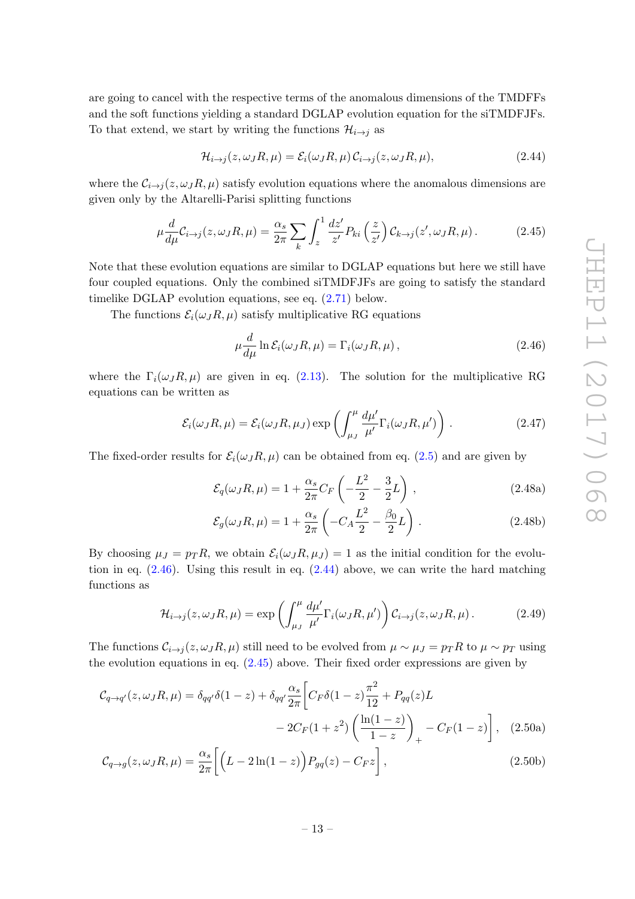are going to cancel with the respective terms of the anomalous dimensions of the TMDFFs and the soft functions yielding a standard DGLAP evolution equation for the siTMDFJFs. To that extend, we start by writing the functions $\mathcal{H}_{i\to j}$ as

$$\mathcal{H}_{i\to j}(z,\omega_J R,\mu) = \mathcal{E}_i(\omega_J R,\mu)\,\mathcal{C}_{i\to j}(z,\omega_J R,\mu), \tag{2.44}$$

where the $\mathcal{C}_{i\to j}(z,\omega_J R,\mu)$ satisfy evolution equations where the anomalous dimensions are given only by the Altarelli-Parisi splitting functions

$$\mu\frac{d}{d\mu}\mathcal{C}_{i\to j}(z,\omega_J R,\mu) = \frac{\alpha_s}{2\pi}\sum_k \int_z^1 \frac{dz'}{z'} P_{ki}\left(\frac{z}{z'}\right)\mathcal{C}_{k\to j}(z',\omega_J R,\mu)\,. \tag{2.45}$$

Note that these evolution equations are similar to DGLAP equations but here we still have four coupled equations. Only the combined siTMDFJFs are going to satisfy the standard timelike DGLAP evolution equations, see eq. (2.71) below.

The functions $\mathcal{E}_i(\omega_J R,\mu)$ satisfy multiplicative RG equations

$$\mu\frac{d}{d\mu}\ln\mathcal{E}_i(\omega_J R,\mu) = \Gamma_i(\omega_J R,\mu)\,, \tag{2.46}$$

where the $\Gamma_i(\omega_J R,\mu)$ are given in eq. (2.13). The solution for the multiplicative RG equations can be written as

$$\mathcal{E}_i(\omega_J R,\mu) = \mathcal{E}_i(\omega_J R,\mu_J)\exp\left(\int_{\mu_J}^{\mu}\frac{d\mu'}{\mu'}\Gamma_i(\omega_J R,\mu')\right)\,. \tag{2.47}$$

The fixed-order results for $\mathcal{E}_i(\omega_J R,\mu)$ can be obtained from eq. (2.5) and are given by

$$\mathcal{E}_q(\omega_J R,\mu) = 1 + \frac{\alpha_s}{2\pi}C_F\left(-\frac{L^2}{2} - \frac{3}{2}L\right)\,, \tag{2.48a}$$

$$\mathcal{E}_g(\omega_J R,\mu) = 1 + \frac{\alpha_s}{2\pi}\left(-C_A\frac{L^2}{2} - \frac{\beta_0}{2}L\right)\,. \tag{2.48b}$$

By choosing $\mu_J = p_T R$, we obtain $\mathcal{E}_i(\omega_J R,\mu_J) = 1$ as the initial condition for the evolution in eq. (2.46). Using this result in eq. (2.44) above, we can write the hard matching functions as

$$\mathcal{H}_{i\to j}(z,\omega_J R,\mu) = \exp\left(\int_{\mu_J}^{\mu}\frac{d\mu'}{\mu'}\Gamma_i(\omega_J R,\mu')\right)\mathcal{C}_{i\to j}(z,\omega_J R,\mu)\,. \tag{2.49}$$

The functions $\mathcal{C}_{i\to j}(z,\omega_J R,\mu)$ still need to be evolved from $\mu\sim\mu_J = p_T R$ to $\mu\sim p_T$ using the evolution equations in eq. (2.45) above. Their fixed order expressions are given by

$$\begin{aligned}\mathcal{C}_{q\to q'}(z,\omega_J R,\mu) = \delta_{qq'}\delta(1-z) + \delta_{qq'}\frac{\alpha_s}{2\pi}\bigg[&C_F\delta(1-z)\frac{\pi^2}{12} + P_{qq}(z)L \\ &- 2C_F(1+z^2)\left(\frac{\ln(1-z)}{1-z}\right)_+ - C_F(1-z)\bigg],\end{aligned} \tag{2.50a}$$

$$\mathcal{C}_{q\to g}(z,\omega_J R,\mu) = \frac{\alpha_s}{2\pi}\bigg[\Big(L - 2\ln(1-z)\Big)P_{gq}(z) - C_F z\bigg]\,, \tag{2.50b}$$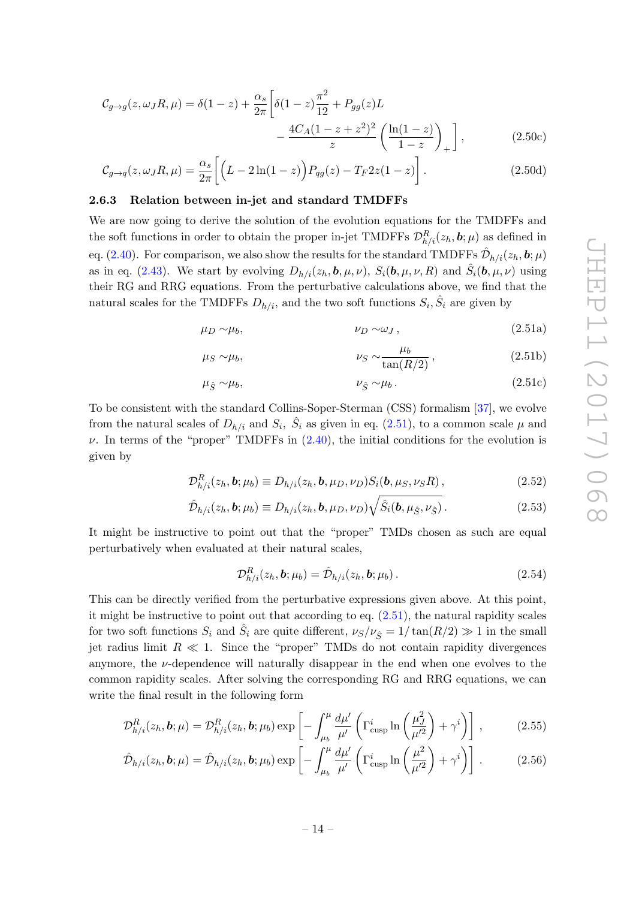$$\mathcal{C}_{g\to g}(z,\omega_J R,\mu) = \delta(1-z) + \frac{\alpha_s}{2\pi}\bigg[\delta(1-z)\frac{\pi^2}{12} + P_{gg}(z)L - \frac{4C_A(1-z+z^2)^2}{z}\left(\frac{\ln(1-z)}{1-z}\right)_+\bigg], \tag{2.50c}$$

$$\mathcal{C}_{g\to q}(z,\omega_J R,\mu) = \frac{\alpha_s}{2\pi}\bigg[\Big(L - 2\ln(1-z)\Big)P_{qg}(z) - T_F 2z(1-z)\bigg]. \tag{2.50d}$$

### 2.6.3 Relation between in-jet and standard TMDFFs

We are now going to derive the solution of the evolution equations for the TMDFFs and the soft functions in order to obtain the proper in-jet TMDFFs $\mathcal{D}^R_{h/i}(z_h,\boldsymbol{b};\mu)$ as defined in eq. (2.40). For comparison, we also show the results for the standard TMDFFs $\hat{\mathcal{D}}_{h/i}(z_h,\boldsymbol{b};\mu)$ as in eq. (2.43). We start by evolving $D_{h/i}(z_h,\boldsymbol{b},\mu,\nu)$, $S_i(\boldsymbol{b},\mu,\nu,R)$ and $\hat{S}_i(\boldsymbol{b},\mu,\nu)$ using their RG and RRG equations. From the perturbative calculations above, we find that the natural scales for the TMDFFs $D_{h/i}$, and the two soft functions $S_i, \hat{S}_i$ are given by

$$\mu_D \sim \mu_b, \qquad \nu_D \sim \omega_J\,, \tag{2.51a}$$

$$\mu_S \sim \mu_b, \qquad \nu_S \sim \frac{\mu_b}{\tan(R/2)}\,, \tag{2.51b}$$

$$\mu_{\hat{S}} \sim \mu_b, \qquad \nu_{\hat{S}} \sim \mu_b\,. \tag{2.51c}$$

To be consistent with the standard Collins-Soper-Sterman (CSS) formalism [37], we evolve from the natural scales of $D_{h/i}$ and $S_i$, $\hat{S}_i$ as given in eq. (2.51), to a common scale $\mu$ and $\nu$. In terms of the "proper" TMDFFs in (2.40), the initial conditions for the evolution is given by

$$\mathcal{D}^R_{h/i}(z_h,\boldsymbol{b};\mu_b) \equiv D_{h/i}(z_h,\boldsymbol{b},\mu_D,\nu_D)S_i(\boldsymbol{b},\mu_S,\nu_S R)\,, \tag{2.52}$$

$$\hat{\mathcal{D}}_{h/i}(z_h,\boldsymbol{b};\mu_b) \equiv D_{h/i}(z_h,\boldsymbol{b},\mu_D,\nu_D)\sqrt{\hat{S}_i(\boldsymbol{b},\mu_{\hat{S}},\nu_{\hat{S}})}\,. \tag{2.53}$$

It might be instructive to point out that the "proper" TMDs chosen as such are equal perturbatively when evaluated at their natural scales,

$$\mathcal{D}^R_{h/i}(z_h,\boldsymbol{b};\mu_b) = \hat{\mathcal{D}}_{h/i}(z_h,\boldsymbol{b};\mu_b)\,. \tag{2.54}$$

This can be directly verified from the perturbative expressions given above. At this point, it might be instructive to point out that according to eq. (2.51), the natural rapidity scales for two soft functions $S_i$ and $\hat{S}_i$ are quite different, $\nu_S/\nu_{\hat{S}} = 1/\tan(R/2) \gg 1$ in the small jet radius limit $R \ll 1$. Since the "proper" TMDs do not contain rapidity divergences anymore, the $\nu$-dependence will naturally disappear in the end when one evolves to the common rapidity scales. After solving the corresponding RG and RRG equations, we can write the final result in the following form

$$\mathcal{D}^R_{h/i}(z_h,\boldsymbol{b};\mu) = \mathcal{D}^R_{h/i}(z_h,\boldsymbol{b};\mu_b)\exp\left[-\int_{\mu_b}^{\mu}\frac{d\mu'}{\mu'}\left(\Gamma^i_{\rm cusp}\ln\left(\frac{\mu_J^2}{\mu'^2}\right)+\gamma^i\right)\right], \tag{2.55}$$

$$\hat{\mathcal{D}}_{h/i}(z_h,\boldsymbol{b};\mu) = \hat{\mathcal{D}}_{h/i}(z_h,\boldsymbol{b};\mu_b)\exp\left[-\int_{\mu_b}^{\mu}\frac{d\mu'}{\mu'}\left(\Gamma^i_{\rm cusp}\ln\left(\frac{\mu^2}{\mu'^2}\right)+\gamma^i\right)\right]. \tag{2.56}$$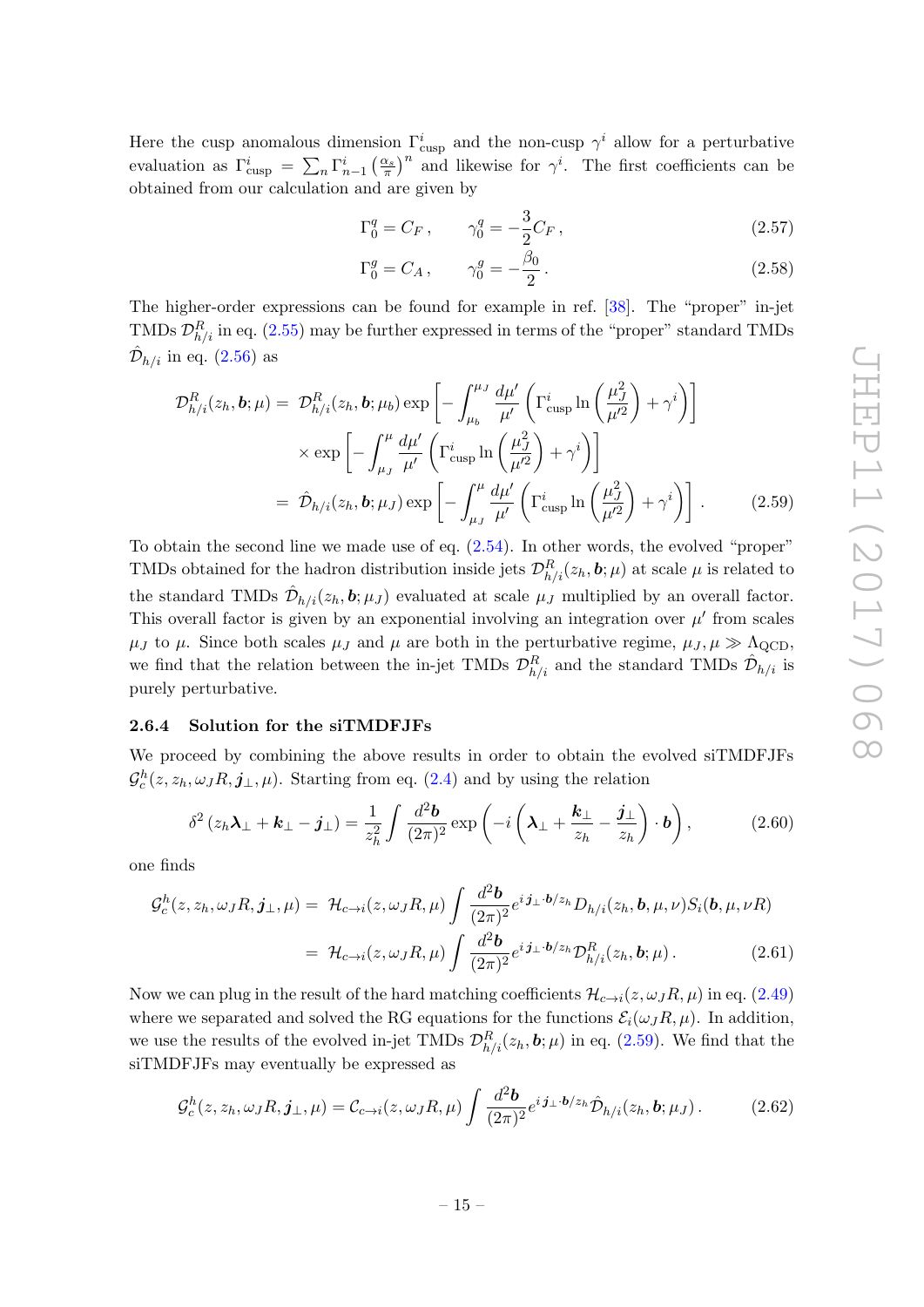Here the cusp anomalous dimension $\Gamma^i_{\rm cusp}$ and the non-cusp $\gamma^i$ allow for a perturbative evaluation as $\Gamma^i_{\rm cusp} = \sum_n \Gamma^i_{n-1} \left(\frac{\alpha_s}{\pi}\right)^n$ and likewise for $\gamma^i$. The first coefficients can be obtained from our calculation and are given by

$$\Gamma_0^q = C_F\,, \qquad \gamma_0^q = -\frac{3}{2} C_F\,, \tag{2.57}$$

$$\Gamma_0^g = C_A\,, \qquad \gamma_0^g = -\frac{\beta_0}{2}\,. \tag{2.58}$$

The higher-order expressions can be found for example in ref. [38]. The "proper" in-jet TMDs $\mathcal{D}^R_{h/i}$ in eq. (2.55) may be further expressed in terms of the "proper" standard TMDs $\hat{\mathcal{D}}_{h/i}$ in eq. (2.56) as

$$\begin{aligned}
\mathcal{D}^R_{h/i}(z_h, \boldsymbol{b}; \mu) =&\ \mathcal{D}^R_{h/i}(z_h, \boldsymbol{b}; \mu_b) \exp\left[-\int_{\mu_b}^{\mu_J} \frac{d\mu'}{\mu'}\left(\Gamma^i_{\rm cusp} \ln\left(\frac{\mu_J^2}{\mu'^2}\right) + \gamma^i\right)\right] \\
&\times \exp\left[-\int_{\mu_J}^{\mu} \frac{d\mu'}{\mu'}\left(\Gamma^i_{\rm cusp} \ln\left(\frac{\mu_J^2}{\mu'^2}\right) + \gamma^i\right)\right] \\
=&\ \hat{\mathcal{D}}_{h/i}(z_h, \boldsymbol{b}; \mu_J) \exp\left[-\int_{\mu_J}^{\mu} \frac{d\mu'}{\mu'}\left(\Gamma^i_{\rm cusp} \ln\left(\frac{\mu_J^2}{\mu'^2}\right) + \gamma^i\right)\right]. 
\end{aligned} \tag{2.59}$$

To obtain the second line we made use of eq. (2.54). In other words, the evolved "proper" TMDs obtained for the hadron distribution inside jets $\mathcal{D}^R_{h/i}(z_h, \boldsymbol{b}; \mu)$ at scale $\mu$ is related to the standard TMDs $\hat{\mathcal{D}}_{h/i}(z_h, \boldsymbol{b}; \mu_J)$ evaluated at scale $\mu_J$ multiplied by an overall factor. This overall factor is given by an exponential involving an integration over $\mu'$ from scales $\mu_J$ to $\mu$. Since both scales $\mu_J$ and $\mu$ are both in the perturbative regime, $\mu_J, \mu \gg \Lambda_{\rm QCD}$, we find that the relation between the in-jet TMDs $\mathcal{D}^R_{h/i}$ and the standard TMDs $\hat{\mathcal{D}}_{h/i}$ is purely perturbative.

#### 2.6.4 Solution for the siTMDFJFs

We proceed by combining the above results in order to obtain the evolved siTMDFJFs $\mathcal{G}_c^h(z, z_h, \omega_J R, \boldsymbol{j}_\perp, \mu)$. Starting from eq. (2.4) and by using the relation

$$\delta^2\left(z_h \boldsymbol{\lambda}_\perp + \boldsymbol{k}_\perp - \boldsymbol{j}_\perp\right) = \frac{1}{z_h^2} \int \frac{d^2\boldsymbol{b}}{(2\pi)^2} \exp\left(-i\left(\boldsymbol{\lambda}_\perp + \frac{\boldsymbol{k}_\perp}{z_h} - \frac{\boldsymbol{j}_\perp}{z_h}\right) \cdot \boldsymbol{b}\right), \tag{2.60}$$

one finds

$$\begin{aligned}
\mathcal{G}_c^h(z, z_h, \omega_J R, \boldsymbol{j}_\perp, \mu) =&\ \mathcal{H}_{c\to i}(z, \omega_J R, \mu) \int \frac{d^2\boldsymbol{b}}{(2\pi)^2} e^{i\,\boldsymbol{j}_\perp \cdot \boldsymbol{b}/z_h} D_{h/i}(z_h, \boldsymbol{b}, \mu, \nu) S_i(\boldsymbol{b}, \mu, \nu R) \\
=&\ \mathcal{H}_{c\to i}(z, \omega_J R, \mu) \int \frac{d^2\boldsymbol{b}}{(2\pi)^2} e^{i\,\boldsymbol{j}_\perp \cdot \boldsymbol{b}/z_h} \mathcal{D}^R_{h/i}(z_h, \boldsymbol{b}; \mu)\,. 
\end{aligned} \tag{2.61}$$

Now we can plug in the result of the hard matching coefficients $\mathcal{H}_{c\to i}(z, \omega_J R, \mu)$ in eq. (2.49) where we separated and solved the RG equations for the functions $\mathcal{E}_i(\omega_J R, \mu)$. In addition, we use the results of the evolved in-jet TMDs $\mathcal{D}^R_{h/i}(z_h, \boldsymbol{b}; \mu)$ in eq. (2.59). We find that the siTMDFJFs may eventually be expressed as

$$\mathcal{G}_c^h(z, z_h, \omega_J R, \boldsymbol{j}_\perp, \mu) = \mathcal{C}_{c\to i}(z, \omega_J R, \mu) \int \frac{d^2\boldsymbol{b}}{(2\pi)^2} e^{i\,\boldsymbol{j}_\perp \cdot \boldsymbol{b}/z_h} \hat{\mathcal{D}}_{h/i}(z_h, \boldsymbol{b}; \mu_J)\,. \tag{2.62}$$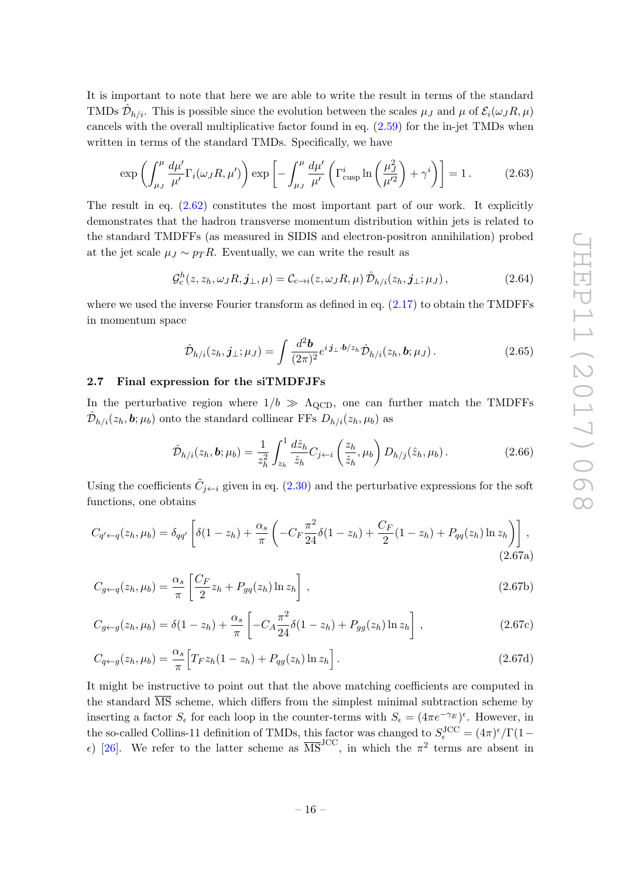It is important to note that here we are able to write the result in terms of the standard TMDs $\hat{\mathcal{D}}_{h/i}$. This is possible since the evolution between the scales $\mu_J$ and $\mu$ of $\mathcal{E}_i(\omega_J R, \mu)$ cancels with the overall multiplicative factor found in eq. (2.59) for the in-jet TMDs when written in terms of the standard TMDs. Specifically, we have

$$\exp\left(\int_{\mu_J}^{\mu} \frac{d\mu'}{\mu'} \Gamma_i(\omega_J R, \mu')\right) \exp\left[-\int_{\mu_J}^{\mu} \frac{d\mu'}{\mu'}\left(\Gamma_{\rm cusp}^i \ln\left(\frac{\mu_J^2}{\mu'^2}\right) + \gamma^i\right)\right] = 1\,. \tag{2.63}$$

The result in eq. (2.62) constitutes the most important part of our work. It explicitly demonstrates that the hadron transverse momentum distribution within jets is related to the standard TMDFFs (as measured in SIDIS and electron-positron annihilation) probed at the jet scale $\mu_J \sim p_T R$. Eventually, we can write the result as

$$\mathcal{G}_c^h(z, z_h, \omega_J R, \boldsymbol{j}_\perp, \mu) = \mathcal{C}_{c\to i}(z, \omega_J R, \mu)\, \hat{\mathcal{D}}_{h/i}(z_h, \boldsymbol{j}_\perp; \mu_J)\,, \tag{2.64}$$

where we used the inverse Fourier transform as defined in eq. (2.17) to obtain the TMDFFs in momentum space

$$\hat{\mathcal{D}}_{h/i}(z_h, \boldsymbol{j}_\perp; \mu_J) = \int \frac{d^2\boldsymbol{b}}{(2\pi)^2} e^{i\,\boldsymbol{j}_\perp\cdot \boldsymbol{b}/z_h} \hat{\mathcal{D}}_{h/i}(z_h, \boldsymbol{b}; \mu_J)\,. \tag{2.65}$$

### 2.7 Final expression for the siTMDFJFs

In the perturbative region where $1/b \gg \Lambda_{\rm QCD}$, one can further match the TMDFFs $\hat{\mathcal{D}}_{h/i}(z_h, \boldsymbol{b}; \mu_b)$ onto the standard collinear FFs $D_{h/i}(z_h, \mu_b)$ as

$$\hat{\mathcal{D}}_{h/i}(z_h, \boldsymbol{b}; \mu_b) = \frac{1}{z_h^2}\int_{z_h}^1 \frac{d\hat{z}_h}{\hat{z}_h} C_{j\leftarrow i}\left(\frac{z_h}{\hat{z}_h}, \mu_b\right) D_{h/j}(\hat{z}_h, \mu_b)\,. \tag{2.66}$$

Using the coefficients $\tilde{C}_{j\leftarrow i}$ given in eq. (2.30) and the perturbative expressions for the soft functions, one obtains

$$C_{q'\leftarrow q}(z_h, \mu_b) = \delta_{qq'}\left[\delta(1-z_h) + \frac{\alpha_s}{\pi}\left(-C_F\frac{\pi^2}{24}\delta(1-z_h) + \frac{C_F}{2}(1-z_h) + P_{qq}(z_h)\ln z_h\right)\right], \tag{2.67a}$$

$$C_{g\leftarrow q}(z_h, \mu_b) = \frac{\alpha_s}{\pi}\left[\frac{C_F}{2} z_h + P_{gq}(z_h)\ln z_h\right], \tag{2.67b}$$

$$C_{g\leftarrow g}(z_h, \mu_b) = \delta(1-z_h) + \frac{\alpha_s}{\pi}\left[-C_A\frac{\pi^2}{24}\delta(1-z_h) + P_{gg}(z_h)\ln z_h\right], \tag{2.67c}$$

$$C_{q\leftarrow g}(z_h, \mu_b) = \frac{\alpha_s}{\pi}\Big[T_F z_h(1-z_h) + P_{qg}(z_h)\ln z_h\Big]. \tag{2.67d}$$

It might be instructive to point out that the above matching coefficients are computed in the standard $\overline{\rm MS}$ scheme, which differs from the simplest minimal subtraction scheme by inserting a factor $S_\epsilon$ for each loop in the counter-terms with $S_\epsilon = (4\pi e^{-\gamma_E})^\epsilon$. However, in the so-called Collins-11 definition of TMDs, this factor was changed to $S_\epsilon^{\rm JCC} = (4\pi)^\epsilon/\Gamma(1-\epsilon)$ [26]. We refer to the latter scheme as $\overline{\rm MS}^{\rm JCC}$, in which the $\pi^2$ terms are absent in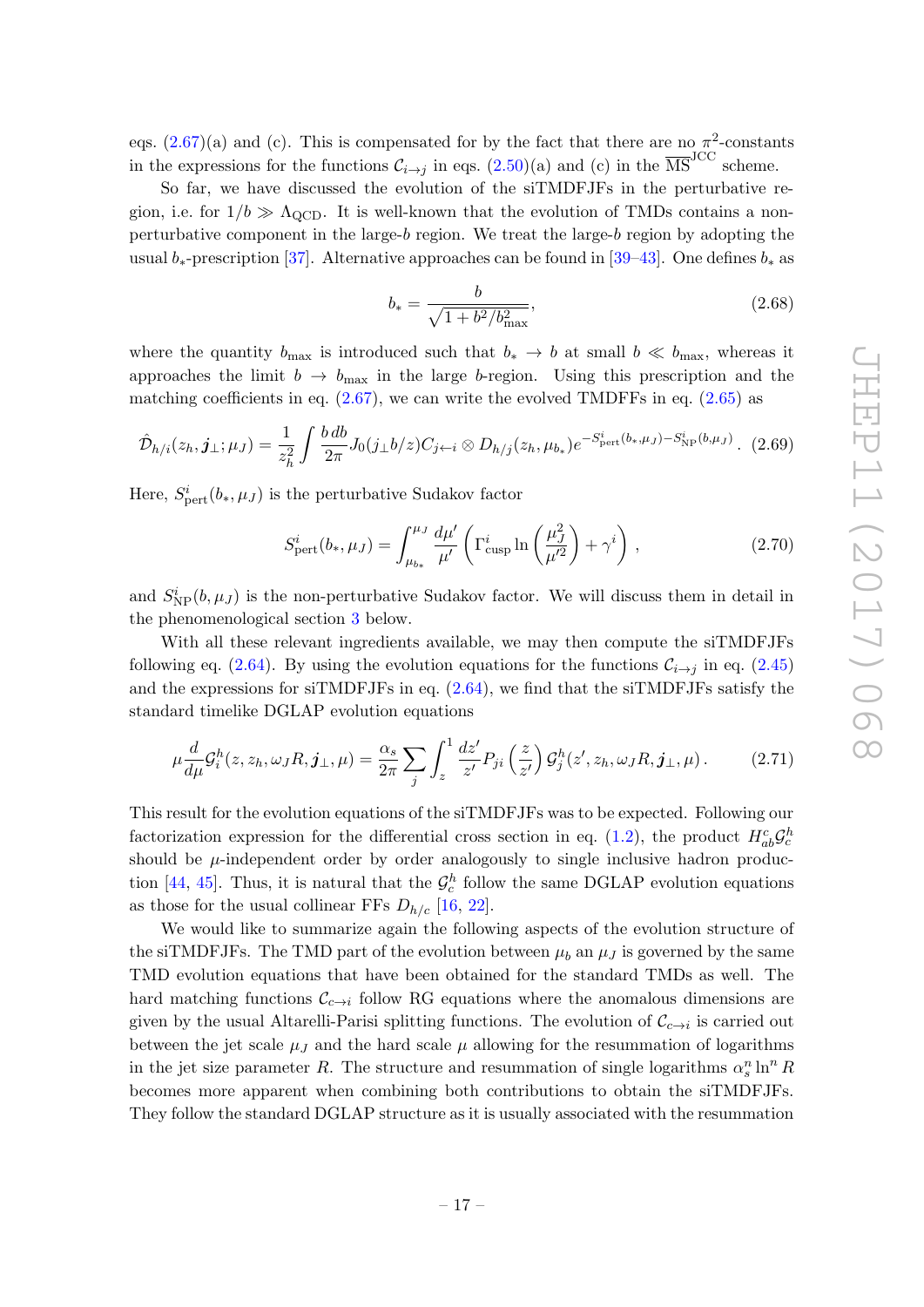eqs. (2.67)(a) and (c). This is compensated for by the fact that there are no $\pi^2$-constants in the expressions for the functions $\mathcal{C}_{i\to j}$ in eqs. (2.50)(a) and (c) in the $\overline{\text{MS}}^{\text{JCC}}$ scheme.

So far, we have discussed the evolution of the siTMDFJFs in the perturbative region, i.e. for $1/b \gg \Lambda_{\text{QCD}}$. It is well-known that the evolution of TMDs contains a non-perturbative component in the large-$b$ region. We treat the large-$b$ region by adopting the usual $b_*$-prescription [37]. Alternative approaches can be found in [39–43]. One defines $b_*$ as

$$b_* = \frac{b}{\sqrt{1 + b^2/b_{\text{max}}^2}}, \tag{2.68}$$

where the quantity $b_{\text{max}}$ is introduced such that $b_* \to b$ at small $b \ll b_{\text{max}}$, whereas it approaches the limit $b \to b_{\text{max}}$ in the large $b$-region. Using this prescription and the matching coefficients in eq. (2.67), we can write the evolved TMDFFs in eq. (2.65) as

$$\hat{\mathcal{D}}_{h/i}(z_h, \boldsymbol{j}_\perp; \mu_J) = \frac{1}{z_h^2} \int \frac{b\, db}{2\pi} J_0(j_\perp b/z) C_{j\leftarrow i} \otimes D_{h/j}(z_h, \mu_{b_*}) e^{-S^i_{\text{pert}}(b_*, \mu_J) - S^i_{\text{NP}}(b, \mu_J)}. \tag{2.69}$$

Here, $S^i_{\text{pert}}(b_*, \mu_J)$ is the perturbative Sudakov factor

$$S^i_{\text{pert}}(b_*, \mu_J) = \int_{\mu_{b_*}}^{\mu_J} \frac{d\mu'}{\mu'} \left( \Gamma^i_{\text{cusp}} \ln\left(\frac{\mu_J^2}{\mu'^2}\right) + \gamma^i \right), \tag{2.70}$$

and $S^i_{\text{NP}}(b, \mu_J)$ is the non-perturbative Sudakov factor. We will discuss them in detail in the phenomenological section 3 below.

With all these relevant ingredients available, we may then compute the siTMDFJFs following eq. (2.64). By using the evolution equations for the functions $\mathcal{C}_{i\to j}$ in eq. (2.45) and the expressions for siTMDFJFs in eq. (2.64), we find that the siTMDFJFs satisfy the standard timelike DGLAP evolution equations

$$\mu \frac{d}{d\mu} \mathcal{G}^h_i(z, z_h, \omega_J R, \boldsymbol{j}_\perp, \mu) = \frac{\alpha_s}{2\pi} \sum_j \int_z^1 \frac{dz'}{z'} P_{ji}\left(\frac{z}{z'}\right) \mathcal{G}^h_j(z', z_h, \omega_J R, \boldsymbol{j}_\perp, \mu). \tag{2.71}$$

This result for the evolution equations of the siTMDFJFs was to be expected. Following our factorization expression for the differential cross section in eq. (1.2), the product $H^c_{ab}\mathcal{G}^h_c$ should be $\mu$-independent order by order analogously to single inclusive hadron production [44, 45]. Thus, it is natural that the $\mathcal{G}^h_c$ follow the same DGLAP evolution equations as those for the usual collinear FFs $D_{h/c}$ [16, 22].

We would like to summarize again the following aspects of the evolution structure of the siTMDFJFs. The TMD part of the evolution between $\mu_b$ an $\mu_J$ is governed by the same TMD evolution equations that have been obtained for the standard TMDs as well. The hard matching functions $\mathcal{C}_{c\to i}$ follow RG equations where the anomalous dimensions are given by the usual Altarelli-Parisi splitting functions. The evolution of $\mathcal{C}_{c\to i}$ is carried out between the jet scale $\mu_J$ and the hard scale $\mu$ allowing for the resummation of logarithms in the jet size parameter $R$. The structure and resummation of single logarithms $\alpha_s^n \ln^n R$ becomes more apparent when combining both contributions to obtain the siTMDFJFs. They follow the standard DGLAP structure as it is usually associated with the resummation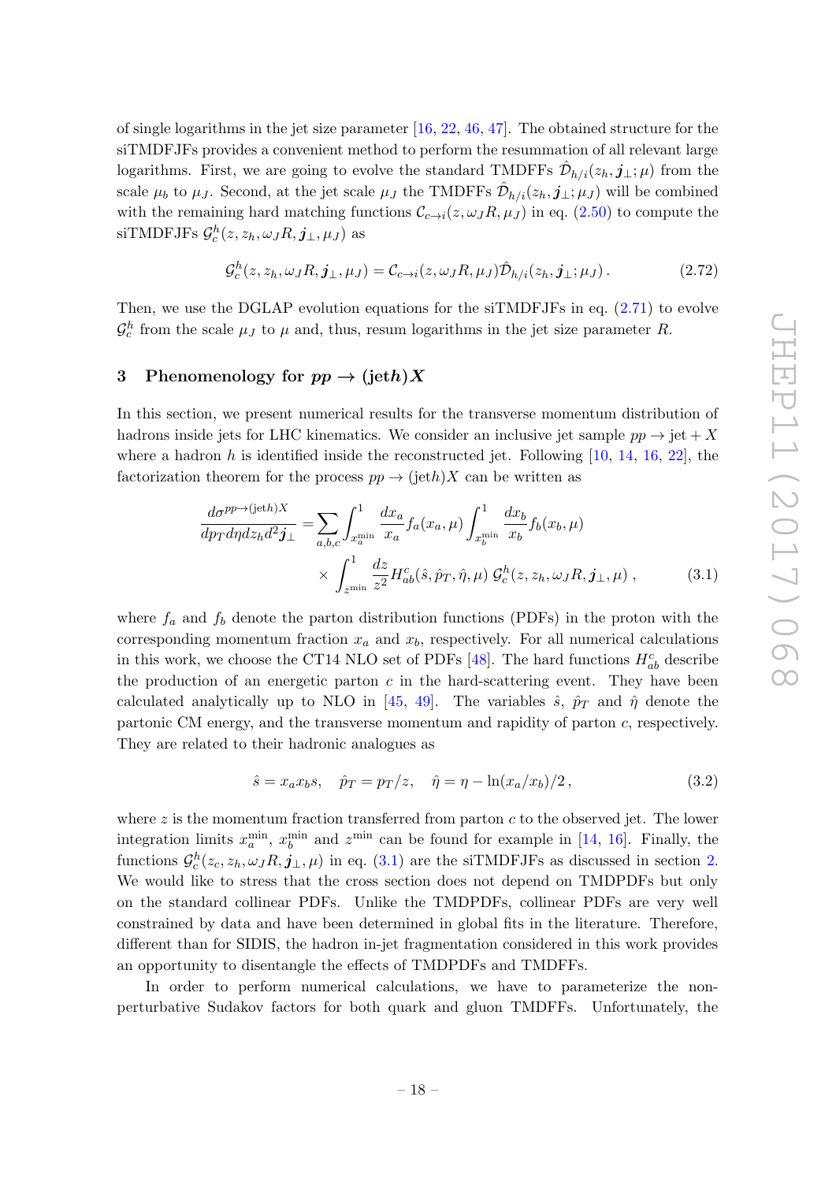of single logarithms in the jet size parameter [16, 22, 46, 47]. The obtained structure for the siTMDFJFs provides a convenient method to perform the resummation of all relevant large logarithms. First, we are going to evolve the standard TMDFFs $\hat{\mathcal{D}}_{h/i}(z_h, \boldsymbol{j}_\perp; \mu)$ from the scale $\mu_b$ to $\mu_J$. Second, at the jet scale $\mu_J$ the TMDFFs $\hat{\mathcal{D}}_{h/i}(z_h, \boldsymbol{j}_\perp; \mu_J)$ will be combined with the remaining hard matching functions $\mathcal{C}_{c\to i}(z, \omega_J R, \mu_J)$ in eq. (2.50) to compute the siTMDFJFs $\mathcal{G}_c^h(z, z_h, \omega_J R, \boldsymbol{j}_\perp, \mu_J)$ as

$$\mathcal{G}_c^h(z, z_h, \omega_J R, \boldsymbol{j}_\perp, \mu_J) = \mathcal{C}_{c\to i}(z, \omega_J R, \mu_J)\hat{\mathcal{D}}_{h/i}(z_h, \boldsymbol{j}_\perp; \mu_J)\,. \tag{2.72}$$

Then, we use the DGLAP evolution equations for the siTMDFJFs in eq. (2.71) to evolve $\mathcal{G}_c^h$ from the scale $\mu_J$ to $\mu$ and, thus, resum logarithms in the jet size parameter $R$.

## 3 Phenomenology for $pp \to (\text{jet}h)X$

In this section, we present numerical results for the transverse momentum distribution of hadrons inside jets for LHC kinematics. We consider an inclusive jet sample $pp \to \text{jet} + X$ where a hadron $h$ is identified inside the reconstructed jet. Following [10, 14, 16, 22], the factorization theorem for the process $pp \to (\text{jet}h)X$ can be written as

$$\begin{aligned}\frac{d\sigma^{pp\to(\text{jet}h)X}}{dp_T d\eta dz_h d^2\boldsymbol{j}_\perp} = &\sum_{a,b,c}\int_{x_a^{\min}}^1 \frac{dx_a}{x_a} f_a(x_a,\mu)\int_{x_b^{\min}}^1 \frac{dx_b}{x_b} f_b(x_b,\mu) \\ &\times \int_{z^{\min}}^1 \frac{dz}{z^2} H_{ab}^c(\hat{s},\hat{p}_T,\hat{\eta},\mu)\; \mathcal{G}_c^h(z,z_h,\omega_J R,\boldsymbol{j}_\perp,\mu)\,,\end{aligned} \tag{3.1}$$

where $f_a$ and $f_b$ denote the parton distribution functions (PDFs) in the proton with the corresponding momentum fraction $x_a$ and $x_b$, respectively. For all numerical calculations in this work, we choose the CT14 NLO set of PDFs [48]. The hard functions $H_{ab}^c$ describe the production of an energetic parton $c$ in the hard-scattering event. They have been calculated analytically up to NLO in [45, 49]. The variables $\hat{s}$, $\hat{p}_T$ and $\hat{\eta}$ denote the partonic CM energy, and the transverse momentum and rapidity of parton $c$, respectively. They are related to their hadronic analogues as

$$\hat{s} = x_a x_b s, \quad \hat{p}_T = p_T/z, \quad \hat{\eta} = \eta - \ln(x_a/x_b)/2\,, \tag{3.2}$$

where $z$ is the momentum fraction transferred from parton $c$ to the observed jet. The lower integration limits $x_a^{\min}$, $x_b^{\min}$ and $z^{\min}$ can be found for example in [14, 16]. Finally, the functions $\mathcal{G}_c^h(z_c, z_h, \omega_J R, \boldsymbol{j}_\perp, \mu)$ in eq. (3.1) are the siTMDFJFs as discussed in section 2. We would like to stress that the cross section does not depend on TMDPDFs but only on the standard collinear PDFs. Unlike the TMDPDFs, collinear PDFs are very well constrained by data and have been determined in global fits in the literature. Therefore, different than for SIDIS, the hadron in-jet fragmentation considered in this work provides an opportunity to disentangle the effects of TMDPDFs and TMDFFs.

In order to perform numerical calculations, we have to parameterize the non-perturbative Sudakov factors for both quark and gluon TMDFFs. Unfortunately, the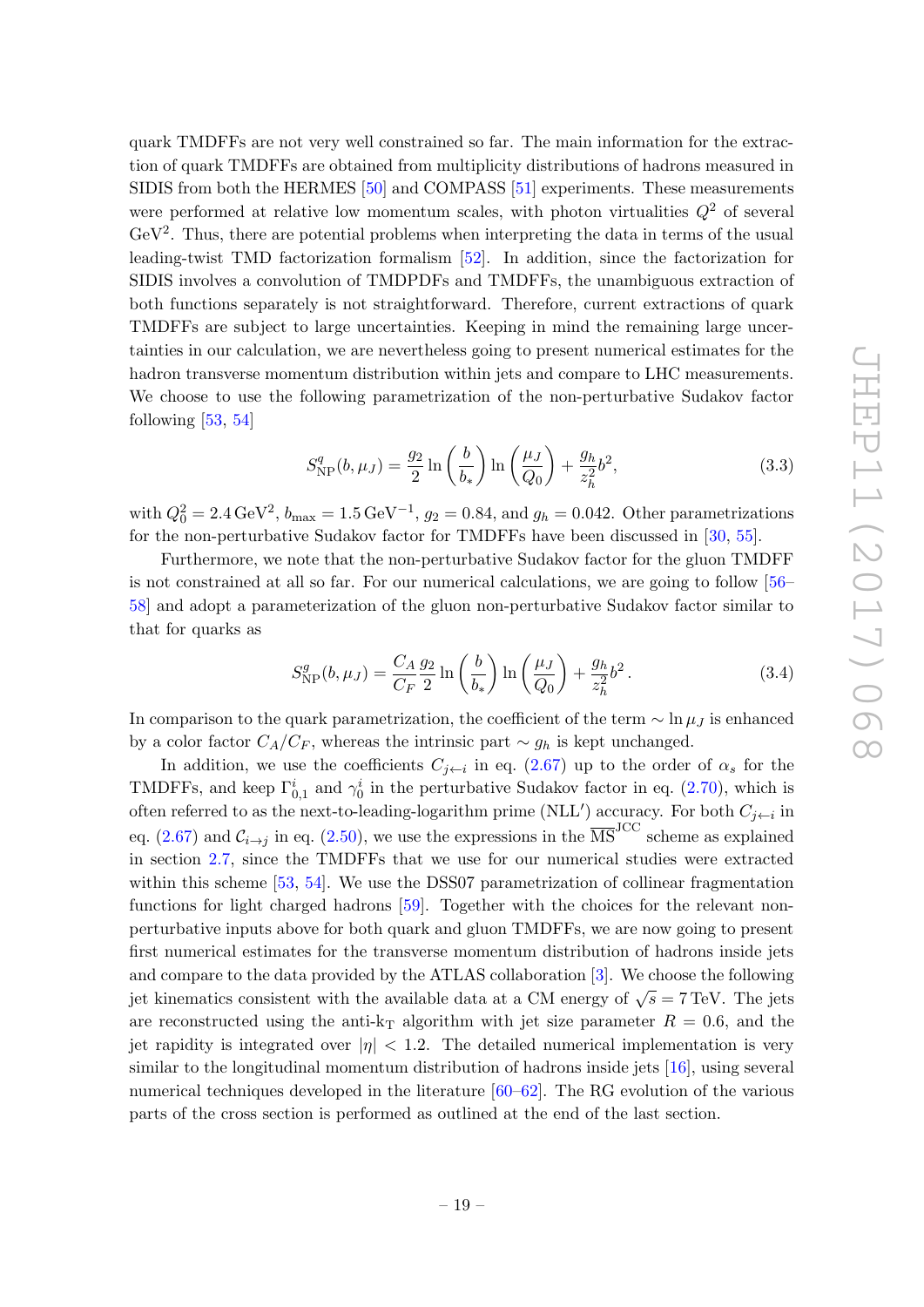quark TMDFFs are not very well constrained so far. The main information for the extraction of quark TMDFFs are obtained from multiplicity distributions of hadrons measured in SIDIS from both the HERMES [50] and COMPASS [51] experiments. These measurements were performed at relative low momentum scales, with photon virtualities $Q^2$ of several $\mathrm{GeV}^2$. Thus, there are potential problems when interpreting the data in terms of the usual leading-twist TMD factorization formalism [52]. In addition, since the factorization for SIDIS involves a convolution of TMDPDFs and TMDFFs, the unambiguous extraction of both functions separately is not straightforward. Therefore, current extractions of quark TMDFFs are subject to large uncertainties. Keeping in mind the remaining large uncertainties in our calculation, we are nevertheless going to present numerical estimates for the hadron transverse momentum distribution within jets and compare to LHC measurements. We choose to use the following parametrization of the non-perturbative Sudakov factor following [53, 54]

$$S_{\mathrm{NP}}^{q}(b, \mu_J) = \frac{g_2}{2} \ln\left(\frac{b}{b_*}\right) \ln\left(\frac{\mu_J}{Q_0}\right) + \frac{g_h}{z_h^2} b^2, \tag{3.3}$$

with $Q_0^2 = 2.4\,\mathrm{GeV}^2$, $b_{\mathrm{max}} = 1.5\,\mathrm{GeV}^{-1}$, $g_2 = 0.84$, and $g_h = 0.042$. Other parametrizations for the non-perturbative Sudakov factor for TMDFFs have been discussed in [30, 55].

Furthermore, we note that the non-perturbative Sudakov factor for the gluon TMDFF is not constrained at all so far. For our numerical calculations, we are going to follow [56–58] and adopt a parameterization of the gluon non-perturbative Sudakov factor similar to that for quarks as

$$S_{\mathrm{NP}}^{g}(b, \mu_J) = \frac{C_A}{C_F} \frac{g_2}{2} \ln\left(\frac{b}{b_*}\right) \ln\left(\frac{\mu_J}{Q_0}\right) + \frac{g_h}{z_h^2} b^2 . \tag{3.4}$$

In comparison to the quark parametrization, the coefficient of the term $\sim \ln \mu_J$ is enhanced by a color factor $C_A/C_F$, whereas the intrinsic part $\sim g_h$ is kept unchanged.

In addition, we use the coefficients $C_{j\leftarrow i}$ in eq. (2.67) up to the order of $\alpha_s$ for the TMDFFs, and keep $\Gamma_{0,1}^{i}$ and $\gamma_0^{i}$ in the perturbative Sudakov factor in eq. (2.70), which is often referred to as the next-to-leading-logarithm prime (NLL′) accuracy. For both $C_{j\leftarrow i}$ in eq. (2.67) and $\mathcal{C}_{i\to j}$ in eq. (2.50), we use the expressions in the $\overline{\mathrm{MS}}^{\mathrm{JCC}}$ scheme as explained in section 2.7, since the TMDFFs that we use for our numerical studies were extracted within this scheme [53, 54]. We use the DSS07 parametrization of collinear fragmentation functions for light charged hadrons [59]. Together with the choices for the relevant non-perturbative inputs above for both quark and gluon TMDFFs, we are now going to present first numerical estimates for the transverse momentum distribution of hadrons inside jets and compare to the data provided by the ATLAS collaboration [3]. We choose the following jet kinematics consistent with the available data at a CM energy of $\sqrt{s} = 7\,\mathrm{TeV}$. The jets are reconstructed using the anti-$\mathrm{k_T}$ algorithm with jet size parameter $R = 0.6$, and the jet rapidity is integrated over $|\eta| < 1.2$. The detailed numerical implementation is very similar to the longitudinal momentum distribution of hadrons inside jets [16], using several numerical techniques developed in the literature [60–62]. The RG evolution of the various parts of the cross section is performed as outlined at the end of the last section.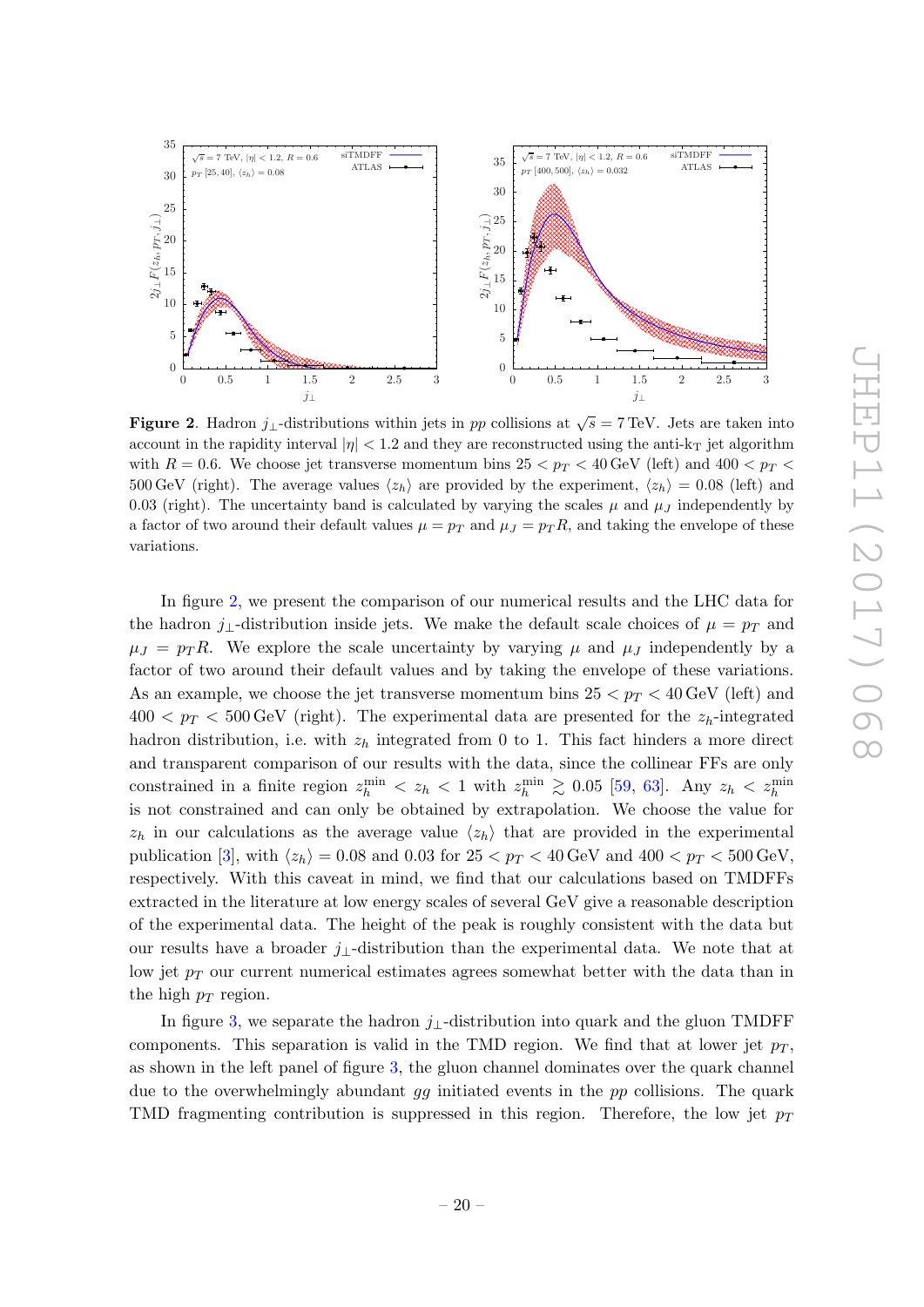**Figure 2**. Hadron $j_\perp$-distributions within jets in $pp$ collisions at $\sqrt{s} = 7\,\text{TeV}$. Jets are taken into account in the rapidity interval $|\eta| < 1.2$ and they are reconstructed using the anti-k$_\text{T}$ jet algorithm with $R = 0.6$. We choose jet transverse momentum bins $25 < p_T < 40\,\text{GeV}$ (left) and $400 < p_T < 500\,\text{GeV}$ (right). The average values $\langle z_h \rangle$ are provided by the experiment, $\langle z_h \rangle = 0.08$ (left) and 0.03 (right). The uncertainty band is calculated by varying the scales $\mu$ and $\mu_J$ independently by a factor of two around their default values $\mu = p_T$ and $\mu_J = p_T R$, and taking the envelope of these variations.

In figure 2, we present the comparison of our numerical results and the LHC data for the hadron $j_\perp$-distribution inside jets. We make the default scale choices of $\mu = p_T$ and $\mu_J = p_T R$. We explore the scale uncertainty by varying $\mu$ and $\mu_J$ independently by a factor of two around their default values and by taking the envelope of these variations. As an example, we choose the jet transverse momentum bins $25 < p_T < 40\,\text{GeV}$ (left) and $400 < p_T < 500\,\text{GeV}$ (right). The experimental data are presented for the $z_h$-integrated hadron distribution, i.e. with $z_h$ integrated from 0 to 1. This fact hinders a more direct and transparent comparison of our results with the data, since the collinear FFs are only constrained in a finite region $z_h^{\text{min}} < z_h < 1$ with $z_h^{\text{min}} \gtrsim 0.05$ [59, 63]. Any $z_h < z_h^{\text{min}}$ is not constrained and can only be obtained by extrapolation. We choose the value for $z_h$ in our calculations as the average value $\langle z_h \rangle$ that are provided in the experimental publication [3], with $\langle z_h \rangle = 0.08$ and 0.03 for $25 < p_T < 40\,\text{GeV}$ and $400 < p_T < 500\,\text{GeV}$, respectively. With this caveat in mind, we find that our calculations based on TMDFFs extracted in the literature at low energy scales of several GeV give a reasonable description of the experimental data. The height of the peak is roughly consistent with the data but our results have a broader $j_\perp$-distribution than the experimental data. We note that at low jet $p_T$ our current numerical estimates agrees somewhat better with the data than in the high $p_T$ region.

In figure 3, we separate the hadron $j_\perp$-distribution into quark and the gluon TMDFF components. This separation is valid in the TMD region. We find that at lower jet $p_T$, as shown in the left panel of figure 3, the gluon channel dominates over the quark channel due to the overwhelmingly abundant $gg$ initiated events in the $pp$ collisions. The quark TMD fragmenting contribution is suppressed in this region. Therefore, the low jet $p_T$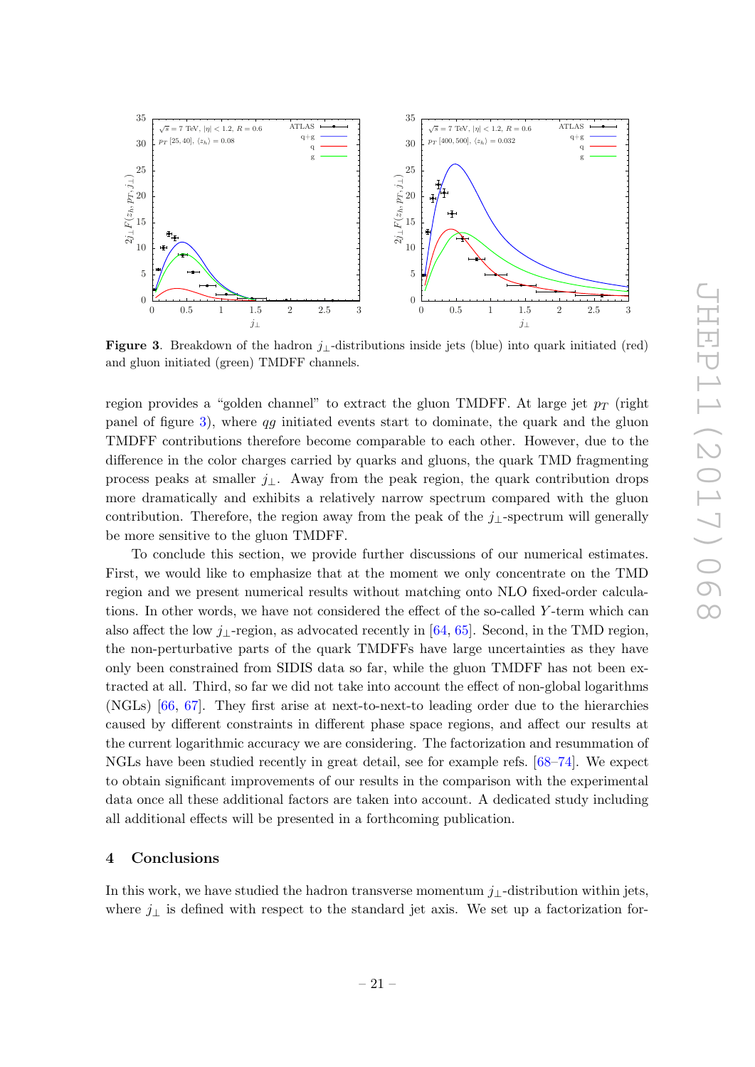**Figure 3**. Breakdown of the hadron $j_\perp$-distributions inside jets (blue) into quark initiated (red) and gluon initiated (green) TMDFF channels.

region provides a "golden channel" to extract the gluon TMDFF. At large jet $p_T$ (right panel of figure 3), where $qg$ initiated events start to dominate, the quark and the gluon TMDFF contributions therefore become comparable to each other. However, due to the difference in the color charges carried by quarks and gluons, the quark TMD fragmenting process peaks at smaller $j_\perp$. Away from the peak region, the quark contribution drops more dramatically and exhibits a relatively narrow spectrum compared with the gluon contribution. Therefore, the region away from the peak of the $j_\perp$-spectrum will generally be more sensitive to the gluon TMDFF.

To conclude this section, we provide further discussions of our numerical estimates. First, we would like to emphasize that at the moment we only concentrate on the TMD region and we present numerical results without matching onto NLO fixed-order calculations. In other words, we have not considered the effect of the so-called $Y$-term which can also affect the low $j_\perp$-region, as advocated recently in [64, 65]. Second, in the TMD region, the non-perturbative parts of the quark TMDFFs have large uncertainties as they have only been constrained from SIDIS data so far, while the gluon TMDFF has not been extracted at all. Third, so far we did not take into account the effect of non-global logarithms (NGLs) [66, 67]. They first arise at next-to-next-to leading order due to the hierarchies caused by different constraints in different phase space regions, and affect our results at the current logarithmic accuracy we are considering. The factorization and resummation of NGLs have been studied recently in great detail, see for example refs. [68–74]. We expect to obtain significant improvements of our results in the comparison with the experimental data once all these additional factors are taken into account. A dedicated study including all additional effects will be presented in a forthcoming publication.

## 4 Conclusions

In this work, we have studied the hadron transverse momentum $j_\perp$-distribution within jets, where $j_\perp$ is defined with respect to the standard jet axis. We set up a factorization for-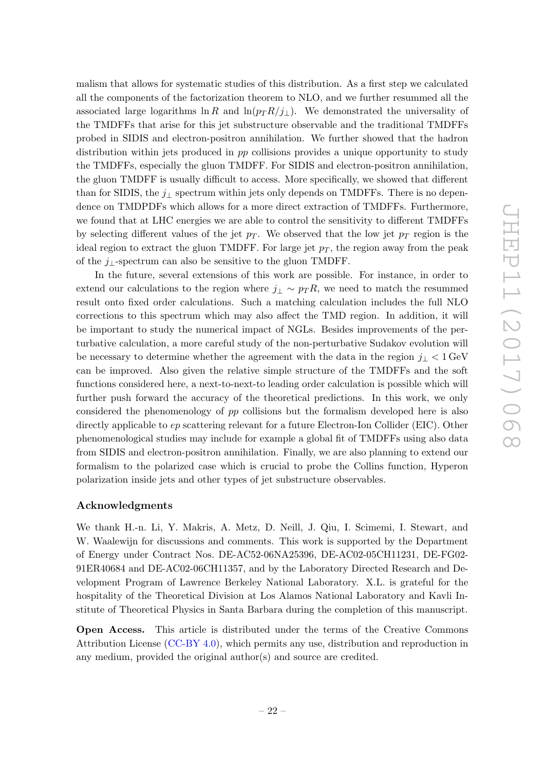malism that allows for systematic studies of this distribution. As a first step we calculated all the components of the factorization theorem to NLO, and we further resummed all the associated large logarithms $\ln R$ and $\ln(p_T R/j_\perp)$. We demonstrated the universality of the TMDFFs that arise for this jet substructure observable and the traditional TMDFFs probed in SIDIS and electron-positron annihilation. We further showed that the hadron distribution within jets produced in *pp* collisions provides a unique opportunity to study the TMDFFs, especially the gluon TMDFF. For SIDIS and electron-positron annihilation, the gluon TMDFF is usually difficult to access. More specifically, we showed that different than for SIDIS, the $j_\perp$ spectrum within jets only depends on TMDFFs. There is no dependence on TMDPDFs which allows for a more direct extraction of TMDFFs. Furthermore, we found that at LHC energies we are able to control the sensitivity to different TMDFFs by selecting different values of the jet $p_T$. We observed that the low jet $p_T$ region is the ideal region to extract the gluon TMDFF. For large jet $p_T$, the region away from the peak of the $j_\perp$-spectrum can also be sensitive to the gluon TMDFF.

In the future, several extensions of this work are possible. For instance, in order to extend our calculations to the region where $j_\perp \sim p_T R$, we need to match the resummed result onto fixed order calculations. Such a matching calculation includes the full NLO corrections to this spectrum which may also affect the TMD region. In addition, it will be important to study the numerical impact of NGLs. Besides improvements of the perturbative calculation, a more careful study of the non-perturbative Sudakov evolution will be necessary to determine whether the agreement with the data in the region $j_\perp < 1\,\text{GeV}$ can be improved. Also given the relative simple structure of the TMDFFs and the soft functions considered here, a next-to-next-to leading order calculation is possible which will further push forward the accuracy of the theoretical predictions. In this work, we only considered the phenomenology of *pp* collisions but the formalism developed here is also directly applicable to *ep* scattering relevant for a future Electron-Ion Collider (EIC). Other phenomenological studies may include for example a global fit of TMDFFs using also data from SIDIS and electron-positron annihilation. Finally, we are also planning to extend our formalism to the polarized case which is crucial to probe the Collins function, Hyperon polarization inside jets and other types of jet substructure observables.

## Acknowledgments

We thank H.-n. Li, Y. Makris, A. Metz, D. Neill, J. Qiu, I. Scimemi, I. Stewart, and W. Waalewijn for discussions and comments. This work is supported by the Department of Energy under Contract Nos. DE-AC52-06NA25396, DE-AC02-05CH11231, DE-FG02-91ER40684 and DE-AC02-06CH11357, and by the Laboratory Directed Research and Development Program of Lawrence Berkeley National Laboratory. X.L. is grateful for the hospitality of the Theoretical Division at Los Alamos National Laboratory and Kavli Institute of Theoretical Physics in Santa Barbara during the completion of this manuscript.

**Open Access.** This article is distributed under the terms of the Creative Commons Attribution License (CC-BY 4.0), which permits any use, distribution and reproduction in any medium, provided the original author(s) and source are credited.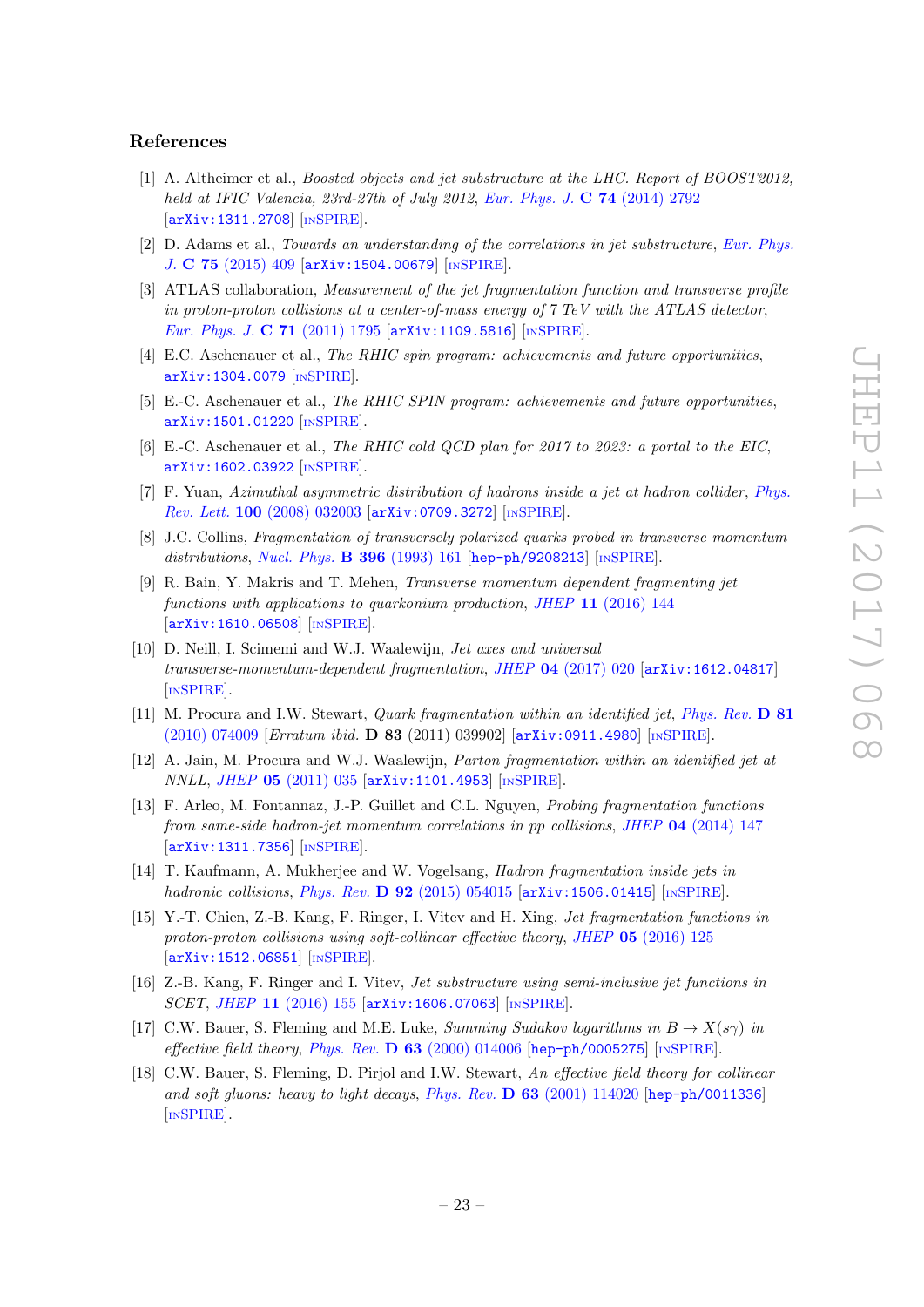## References

[1] A. Altheimer et al., *Boosted objects and jet substructure at the LHC. Report of BOOST2012, held at IFIC Valencia, 23rd-27th of July 2012*, *Eur. Phys. J.* **C 74** (2014) 2792 [arXiv:1311.2708] [INSPIRE].

[2] D. Adams et al., *Towards an understanding of the correlations in jet substructure*, *Eur. Phys. J.* **C 75** (2015) 409 [arXiv:1504.00679] [INSPIRE].

[3] ATLAS collaboration, *Measurement of the jet fragmentation function and transverse profile in proton-proton collisions at a center-of-mass energy of 7 TeV with the ATLAS detector*, *Eur. Phys. J.* **C 71** (2011) 1795 [arXiv:1109.5816] [INSPIRE].

[4] E.C. Aschenauer et al., *The RHIC spin program: achievements and future opportunities*, arXiv:1304.0079 [INSPIRE].

[5] E.-C. Aschenauer et al., *The RHIC SPIN program: achievements and future opportunities*, arXiv:1501.01220 [INSPIRE].

[6] E.-C. Aschenauer et al., *The RHIC cold QCD plan for 2017 to 2023: a portal to the EIC*, arXiv:1602.03922 [INSPIRE].

[7] F. Yuan, *Azimuthal asymmetric distribution of hadrons inside a jet at hadron collider*, *Phys. Rev. Lett.* **100** (2008) 032003 [arXiv:0709.3272] [INSPIRE].

[8] J.C. Collins, *Fragmentation of transversely polarized quarks probed in transverse momentum distributions*, *Nucl. Phys.* **B 396** (1993) 161 [hep-ph/9208213] [INSPIRE].

[9] R. Bain, Y. Makris and T. Mehen, *Transverse momentum dependent fragmenting jet functions with applications to quarkonium production*, *JHEP* **11** (2016) 144 [arXiv:1610.06508] [INSPIRE].

[10] D. Neill, I. Scimemi and W.J. Waalewijn, *Jet axes and universal transverse-momentum-dependent fragmentation*, *JHEP* **04** (2017) 020 [arXiv:1612.04817] [INSPIRE].

[11] M. Procura and I.W. Stewart, *Quark fragmentation within an identified jet*, *Phys. Rev.* **D 81** (2010) 074009 [*Erratum ibid.* **D 83** (2011) 039902] [arXiv:0911.4980] [INSPIRE].

[12] A. Jain, M. Procura and W.J. Waalewijn, *Parton fragmentation within an identified jet at NNLL*, *JHEP* **05** (2011) 035 [arXiv:1101.4953] [INSPIRE].

[13] F. Arleo, M. Fontannaz, J.-P. Guillet and C.L. Nguyen, *Probing fragmentation functions from same-side hadron-jet momentum correlations in pp collisions*, *JHEP* **04** (2014) 147 [arXiv:1311.7356] [INSPIRE].

[14] T. Kaufmann, A. Mukherjee and W. Vogelsang, *Hadron fragmentation inside jets in hadronic collisions*, *Phys. Rev.* **D 92** (2015) 054015 [arXiv:1506.01415] [INSPIRE].

[15] Y.-T. Chien, Z.-B. Kang, F. Ringer, I. Vitev and H. Xing, *Jet fragmentation functions in proton-proton collisions using soft-collinear effective theory*, *JHEP* **05** (2016) 125 [arXiv:1512.06851] [INSPIRE].

[16] Z.-B. Kang, F. Ringer and I. Vitev, *Jet substructure using semi-inclusive jet functions in SCET*, *JHEP* **11** (2016) 155 [arXiv:1606.07063] [INSPIRE].

[17] C.W. Bauer, S. Fleming and M.E. Luke, *Summing Sudakov logarithms in $B \to X(s\gamma)$ in effective field theory*, *Phys. Rev.* **D 63** (2000) 014006 [hep-ph/0005275] [INSPIRE].

[18] C.W. Bauer, S. Fleming, D. Pirjol and I.W. Stewart, *An effective field theory for collinear and soft gluons: heavy to light decays*, *Phys. Rev.* **D 63** (2001) 114020 [hep-ph/0011336] [INSPIRE].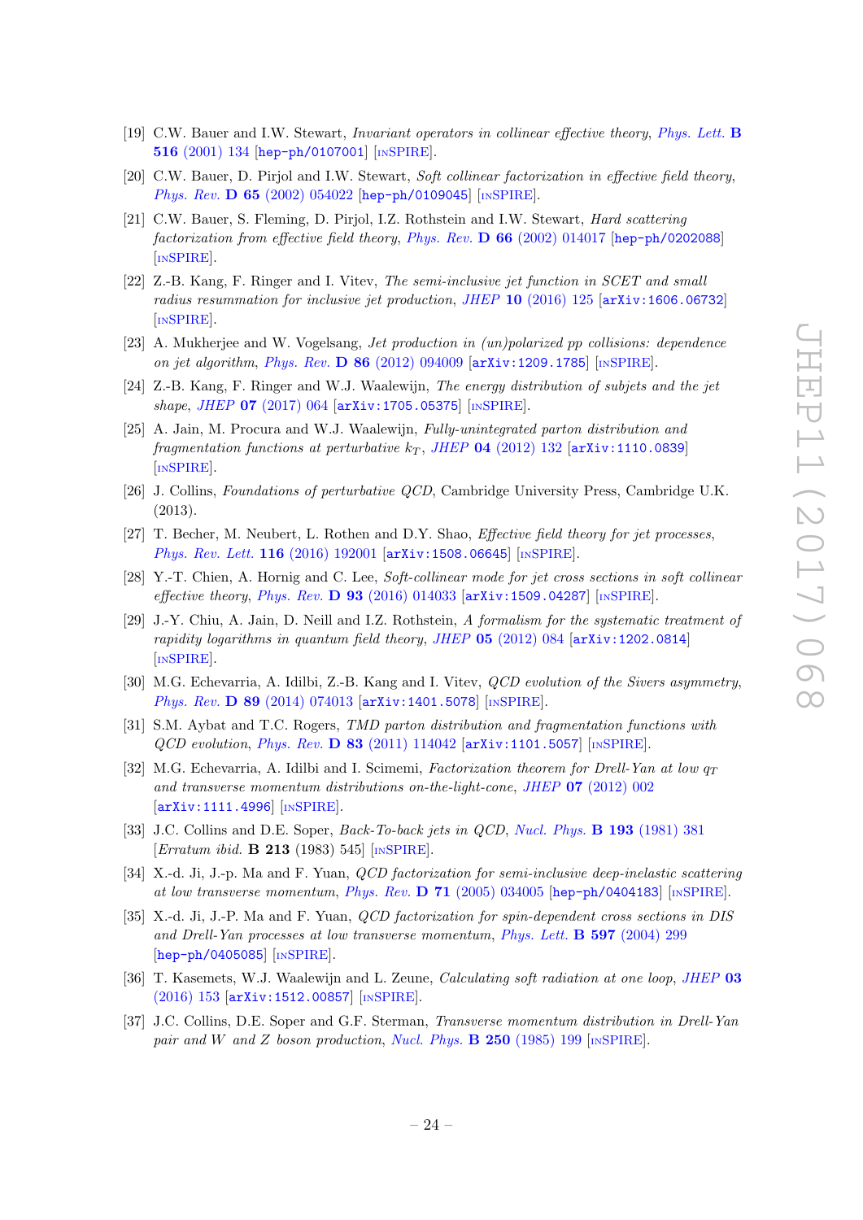[19] C.W. Bauer and I.W. Stewart, *Invariant operators in collinear effective theory*, *Phys. Lett.* **B 516** (2001) 134 [hep-ph/0107001] [INSPIRE].

[20] C.W. Bauer, D. Pirjol and I.W. Stewart, *Soft collinear factorization in effective field theory*, *Phys. Rev.* **D 65** (2002) 054022 [hep-ph/0109045] [INSPIRE].

[21] C.W. Bauer, S. Fleming, D. Pirjol, I.Z. Rothstein and I.W. Stewart, *Hard scattering factorization from effective field theory*, *Phys. Rev.* **D 66** (2002) 014017 [hep-ph/0202088] [INSPIRE].

[22] Z.-B. Kang, F. Ringer and I. Vitev, *The semi-inclusive jet function in SCET and small radius resummation for inclusive jet production*, *JHEP* **10** (2016) 125 [arXiv:1606.06732] [INSPIRE].

[23] A. Mukherjee and W. Vogelsang, *Jet production in (un)polarized pp collisions: dependence on jet algorithm*, *Phys. Rev.* **D 86** (2012) 094009 [arXiv:1209.1785] [INSPIRE].

[24] Z.-B. Kang, F. Ringer and W.J. Waalewijn, *The energy distribution of subjets and the jet shape*, *JHEP* **07** (2017) 064 [arXiv:1705.05375] [INSPIRE].

[25] A. Jain, M. Procura and W.J. Waalewijn, *Fully-unintegrated parton distribution and fragmentation functions at perturbative $k_T$*, *JHEP* **04** (2012) 132 [arXiv:1110.0839] [INSPIRE].

[26] J. Collins, *Foundations of perturbative QCD*, Cambridge University Press, Cambridge U.K. (2013).

[27] T. Becher, M. Neubert, L. Rothen and D.Y. Shao, *Effective field theory for jet processes*, *Phys. Rev. Lett.* **116** (2016) 192001 [arXiv:1508.06645] [INSPIRE].

[28] Y.-T. Chien, A. Hornig and C. Lee, *Soft-collinear mode for jet cross sections in soft collinear effective theory*, *Phys. Rev.* **D 93** (2016) 014033 [arXiv:1509.04287] [INSPIRE].

[29] J.-Y. Chiu, A. Jain, D. Neill and I.Z. Rothstein, *A formalism for the systematic treatment of rapidity logarithms in quantum field theory*, *JHEP* **05** (2012) 084 [arXiv:1202.0814] [INSPIRE].

[30] M.G. Echevarria, A. Idilbi, Z.-B. Kang and I. Vitev, *QCD evolution of the Sivers asymmetry*, *Phys. Rev.* **D 89** (2014) 074013 [arXiv:1401.5078] [INSPIRE].

[31] S.M. Aybat and T.C. Rogers, *TMD parton distribution and fragmentation functions with QCD evolution*, *Phys. Rev.* **D 83** (2011) 114042 [arXiv:1101.5057] [INSPIRE].

[32] M.G. Echevarria, A. Idilbi and I. Scimemi, *Factorization theorem for Drell-Yan at low $q_T$ and transverse momentum distributions on-the-light-cone*, *JHEP* **07** (2012) 002 [arXiv:1111.4996] [INSPIRE].

[33] J.C. Collins and D.E. Soper, *Back-To-back jets in QCD*, *Nucl. Phys.* **B 193** (1981) 381 [*Erratum ibid.* **B 213** (1983) 545] [INSPIRE].

[34] X.-d. Ji, J.-p. Ma and F. Yuan, *QCD factorization for semi-inclusive deep-inelastic scattering at low transverse momentum*, *Phys. Rev.* **D 71** (2005) 034005 [hep-ph/0404183] [INSPIRE].

[35] X.-d. Ji, J.-P. Ma and F. Yuan, *QCD factorization for spin-dependent cross sections in DIS and Drell-Yan processes at low transverse momentum*, *Phys. Lett.* **B 597** (2004) 299 [hep-ph/0405085] [INSPIRE].

[36] T. Kasemets, W.J. Waalewijn and L. Zeune, *Calculating soft radiation at one loop*, *JHEP* **03** (2016) 153 [arXiv:1512.00857] [INSPIRE].

[37] J.C. Collins, D.E. Soper and G.F. Sterman, *Transverse momentum distribution in Drell-Yan pair and W and Z boson production*, *Nucl. Phys.* **B 250** (1985) 199 [INSPIRE].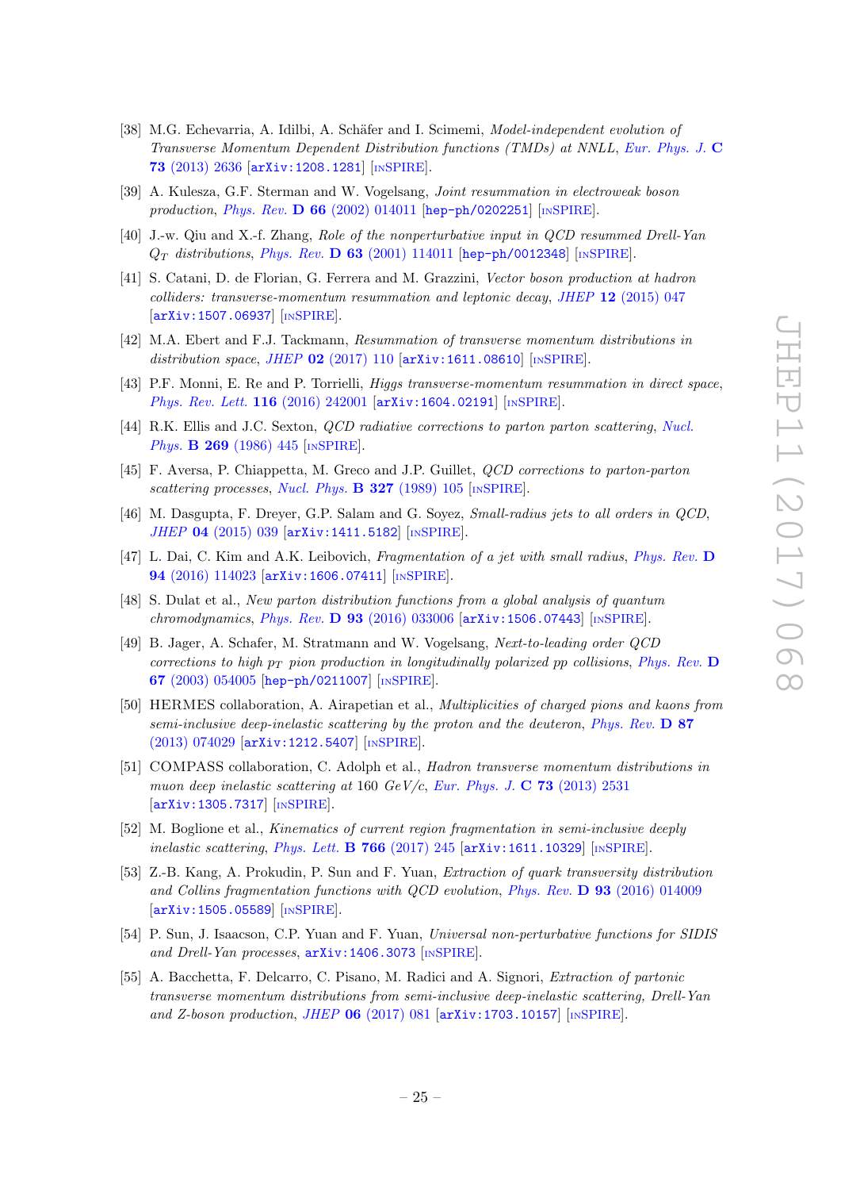- [38] M.G. Echevarria, A. Idilbi, A. Schäfer and I. Scimemi, *Model-independent evolution of Transverse Momentum Dependent Distribution functions (TMDs) at NNLL*, Eur. Phys. J. **C 73** (2013) 2636 [arXiv:1208.1281] [INSPIRE].
- [39] A. Kulesza, G.F. Sterman and W. Vogelsang, *Joint resummation in electroweak boson production*, Phys. Rev. **D 66** (2002) 014011 [hep-ph/0202251] [INSPIRE].
- [40] J.-w. Qiu and X.-f. Zhang, *Role of the nonperturbative input in QCD resummed Drell-Yan $Q_T$ distributions*, Phys. Rev. **D 63** (2001) 114011 [hep-ph/0012348] [INSPIRE].
- [41] S. Catani, D. de Florian, G. Ferrera and M. Grazzini, *Vector boson production at hadron colliders: transverse-momentum resummation and leptonic decay*, JHEP **12** (2015) 047 [arXiv:1507.06937] [INSPIRE].
- [42] M.A. Ebert and F.J. Tackmann, *Resummation of transverse momentum distributions in distribution space*, JHEP **02** (2017) 110 [arXiv:1611.08610] [INSPIRE].
- [43] P.F. Monni, E. Re and P. Torrielli, *Higgs transverse-momentum resummation in direct space*, Phys. Rev. Lett. **116** (2016) 242001 [arXiv:1604.02191] [INSPIRE].
- [44] R.K. Ellis and J.C. Sexton, *QCD radiative corrections to parton parton scattering*, Nucl. Phys. **B 269** (1986) 445 [INSPIRE].
- [45] F. Aversa, P. Chiappetta, M. Greco and J.P. Guillet, *QCD corrections to parton-parton scattering processes*, Nucl. Phys. **B 327** (1989) 105 [INSPIRE].
- [46] M. Dasgupta, F. Dreyer, G.P. Salam and G. Soyez, *Small-radius jets to all orders in QCD*, JHEP **04** (2015) 039 [arXiv:1411.5182] [INSPIRE].
- [47] L. Dai, C. Kim and A.K. Leibovich, *Fragmentation of a jet with small radius*, Phys. Rev. **D 94** (2016) 114023 [arXiv:1606.07411] [INSPIRE].
- [48] S. Dulat et al., *New parton distribution functions from a global analysis of quantum chromodynamics*, Phys. Rev. **D 93** (2016) 033006 [arXiv:1506.07443] [INSPIRE].
- [49] B. Jager, A. Schafer, M. Stratmann and W. Vogelsang, *Next-to-leading order QCD corrections to high $p_T$ pion production in longitudinally polarized pp collisions*, Phys. Rev. **D 67** (2003) 054005 [hep-ph/0211007] [INSPIRE].
- [50] HERMES collaboration, A. Airapetian et al., *Multiplicities of charged pions and kaons from semi-inclusive deep-inelastic scattering by the proton and the deuteron*, Phys. Rev. **D 87** (2013) 074029 [arXiv:1212.5407] [INSPIRE].
- [51] COMPASS collaboration, C. Adolph et al., *Hadron transverse momentum distributions in muon deep inelastic scattering at* 160 *GeV/c*, Eur. Phys. J. **C 73** (2013) 2531 [arXiv:1305.7317] [INSPIRE].
- [52] M. Boglione et al., *Kinematics of current region fragmentation in semi-inclusive deeply inelastic scattering*, Phys. Lett. **B 766** (2017) 245 [arXiv:1611.10329] [INSPIRE].
- [53] Z.-B. Kang, A. Prokudin, P. Sun and F. Yuan, *Extraction of quark transversity distribution and Collins fragmentation functions with QCD evolution*, Phys. Rev. **D 93** (2016) 014009 [arXiv:1505.05589] [INSPIRE].
- [54] P. Sun, J. Isaacson, C.P. Yuan and F. Yuan, *Universal non-perturbative functions for SIDIS and Drell-Yan processes*, arXiv:1406.3073 [INSPIRE].
- [55] A. Bacchetta, F. Delcarro, C. Pisano, M. Radici and A. Signori, *Extraction of partonic transverse momentum distributions from semi-inclusive deep-inelastic scattering, Drell-Yan and Z-boson production*, JHEP **06** (2017) 081 [arXiv:1703.10157] [INSPIRE].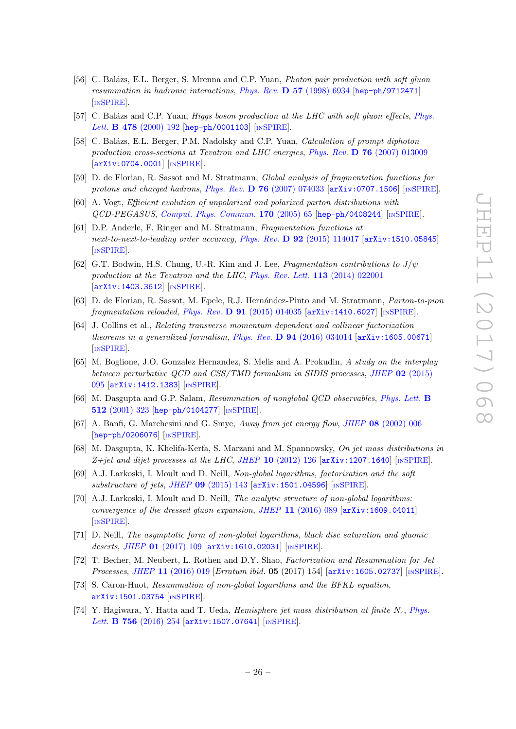- [56] C. Balázs, E.L. Berger, S. Mrenna and C.P. Yuan, *Photon pair production with soft gluon resummation in hadronic interactions*, *Phys. Rev.* **D 57** (1998) 6934 [hep-ph/9712471] [INSPIRE].
- [57] C. Balázs and C.P. Yuan, *Higgs boson production at the LHC with soft gluon effects*, *Phys. Lett.* **B 478** (2000) 192 [hep-ph/0001103] [INSPIRE].
- [58] C. Balázs, E.L. Berger, P.M. Nadolsky and C.P. Yuan, *Calculation of prompt diphoton production cross-sections at Tevatron and LHC energies*, *Phys. Rev.* **D 76** (2007) 013009 [arXiv:0704.0001] [INSPIRE].
- [59] D. de Florian, R. Sassot and M. Stratmann, *Global analysis of fragmentation functions for protons and charged hadrons*, *Phys. Rev.* **D 76** (2007) 074033 [arXiv:0707.1506] [INSPIRE].
- [60] A. Vogt, *Efficient evolution of unpolarized and polarized parton distributions with QCD-PEGASUS*, *Comput. Phys. Commun.* **170** (2005) 65 [hep-ph/0408244] [INSPIRE].
- [61] D.P. Anderle, F. Ringer and M. Stratmann, *Fragmentation functions at next-to-next-to-leading order accuracy*, *Phys. Rev.* **D 92** (2015) 114017 [arXiv:1510.05845] [INSPIRE].
- [62] G.T. Bodwin, H.S. Chung, U.-R. Kim and J. Lee, *Fragmentation contributions to $J/\psi$ production at the Tevatron and the LHC*, *Phys. Rev. Lett.* **113** (2014) 022001 [arXiv:1403.3612] [INSPIRE].
- [63] D. de Florian, R. Sassot, M. Epele, R.J. Hernández-Pinto and M. Stratmann, *Parton-to-pion fragmentation reloaded*, *Phys. Rev.* **D 91** (2015) 014035 [arXiv:1410.6027] [INSPIRE].
- [64] J. Collins et al., *Relating transverse momentum dependent and collinear factorization theorems in a generalized formalism*, *Phys. Rev.* **D 94** (2016) 034014 [arXiv:1605.00671] [INSPIRE].
- [65] M. Boglione, J.O. Gonzalez Hernandez, S. Melis and A. Prokudin, *A study on the interplay between perturbative QCD and CSS/TMD formalism in SIDIS processes*, *JHEP* **02** (2015) 095 [arXiv:1412.1383] [INSPIRE].
- [66] M. Dasgupta and G.P. Salam, *Resummation of nonglobal QCD observables*, *Phys. Lett.* **B 512** (2001) 323 [hep-ph/0104277] [INSPIRE].
- [67] A. Banfi, G. Marchesini and G. Smye, *Away from jet energy flow*, *JHEP* **08** (2002) 006 [hep-ph/0206076] [INSPIRE].
- [68] M. Dasgupta, K. Khelifa-Kerfa, S. Marzani and M. Spannowsky, *On jet mass distributions in Z+jet and dijet processes at the LHC*, *JHEP* **10** (2012) 126 [arXiv:1207.1640] [INSPIRE].
- [69] A.J. Larkoski, I. Moult and D. Neill, *Non-global logarithms, factorization and the soft substructure of jets*, *JHEP* **09** (2015) 143 [arXiv:1501.04596] [INSPIRE].
- [70] A.J. Larkoski, I. Moult and D. Neill, *The analytic structure of non-global logarithms: convergence of the dressed gluon expansion*, *JHEP* **11** (2016) 089 [arXiv:1609.04011] [INSPIRE].
- [71] D. Neill, *The asymptotic form of non-global logarithms, black disc saturation and gluonic deserts*, *JHEP* **01** (2017) 109 [arXiv:1610.02031] [INSPIRE].
- [72] T. Becher, M. Neubert, L. Rothen and D.Y. Shao, *Factorization and Resummation for Jet Processes*, *JHEP* **11** (2016) 019 [*Erratum ibid.* **05** (2017) 154] [arXiv:1605.02737] [INSPIRE].
- [73] S. Caron-Huot, *Resummation of non-global logarithms and the BFKL equation*, arXiv:1501.03754 [INSPIRE].
- [74] Y. Hagiwara, Y. Hatta and T. Ueda, *Hemisphere jet mass distribution at finite $N_c$*, *Phys. Lett.* **B 756** (2016) 254 [arXiv:1507.07641] [INSPIRE].